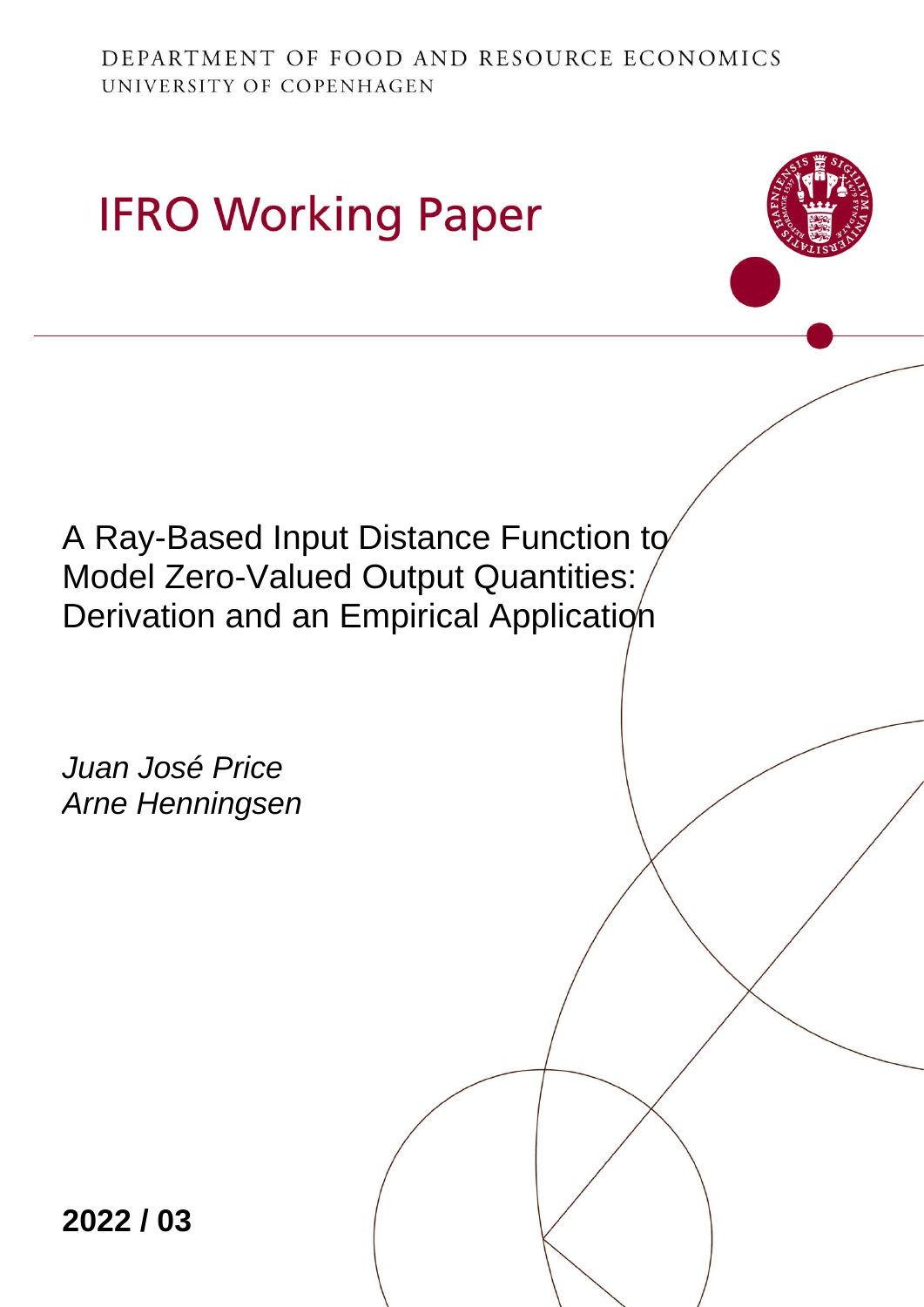DEPARTMENT OF FOOD AND RESOURCE ECONOMICS
UNIVERSITY OF COPENHAGEN

# IFRO Working Paper

## A Ray-Based Input Distance Function to Model Zero-Valued Output Quantities: Derivation and an Empirical Application

*Juan José Price*
*Arne Henningsen*

**2022 / 03**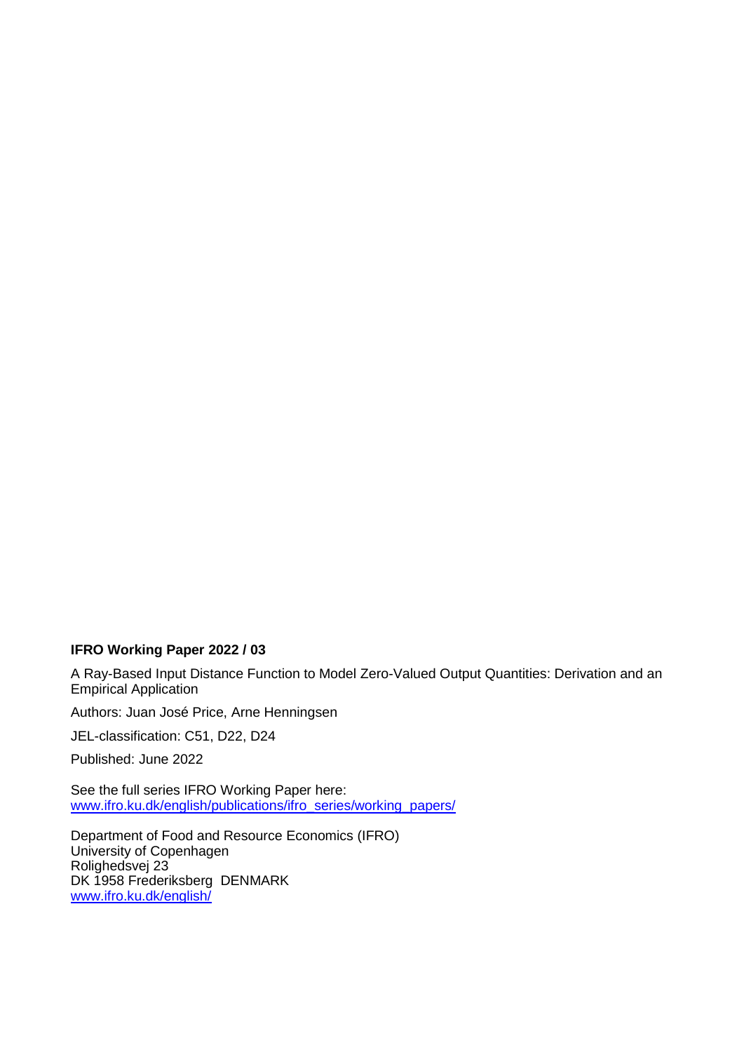**IFRO Working Paper 2022 / 03**

A Ray-Based Input Distance Function to Model Zero-Valued Output Quantities: Derivation and an Empirical Application

Authors: Juan José Price, Arne Henningsen

JEL-classification: C51, D22, D24

Published: June 2022

See the full series IFRO Working Paper here:
[www.ifro.ku.dk/english/publications/ifro_series/working_papers/](www.ifro.ku.dk/english/publications/ifro_series/working_papers/)

Department of Food and Resource Economics (IFRO)
University of Copenhagen
Rolighedsvej 23
DK 1958 Frederiksberg DENMARK
[www.ifro.ku.dk/english/](www.ifro.ku.dk/english/)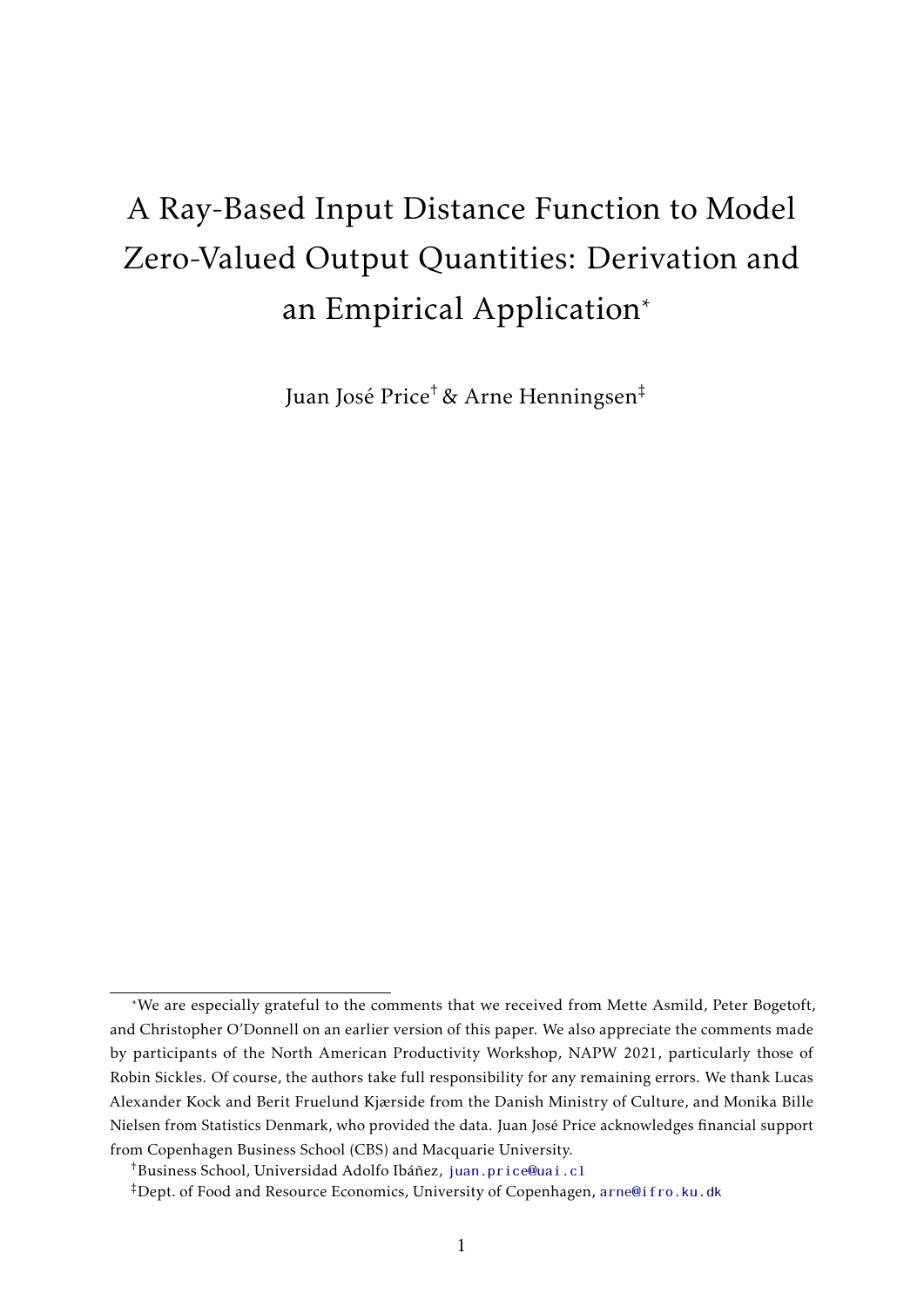# A Ray-Based Input Distance Function to Model Zero-Valued Output Quantities: Derivation and an Empirical Application*

Juan José Price[†] & Arne Henningsen[‡]

---

*We are especially grateful to the comments that we received from Mette Asmild, Peter Bogetoft, and Christopher O'Donnell on an earlier version of this paper. We also appreciate the comments made by participants of the North American Productivity Workshop, NAPW 2021, particularly those of Robin Sickles. Of course, the authors take full responsibility for any remaining errors. We thank Lucas Alexander Kock and Berit Fruelund Kjærside from the Danish Ministry of Culture, and Monika Bille Nielsen from Statistics Denmark, who provided the data. Juan José Price acknowledges financial support from Copenhagen Business School (CBS) and Macquarie University.

[†]Business School, Universidad Adolfo Ibáñez, juan.price@uai.cl

[‡]Dept. of Food and Resource Economics, University of Copenhagen, arne@ifro.ku.dk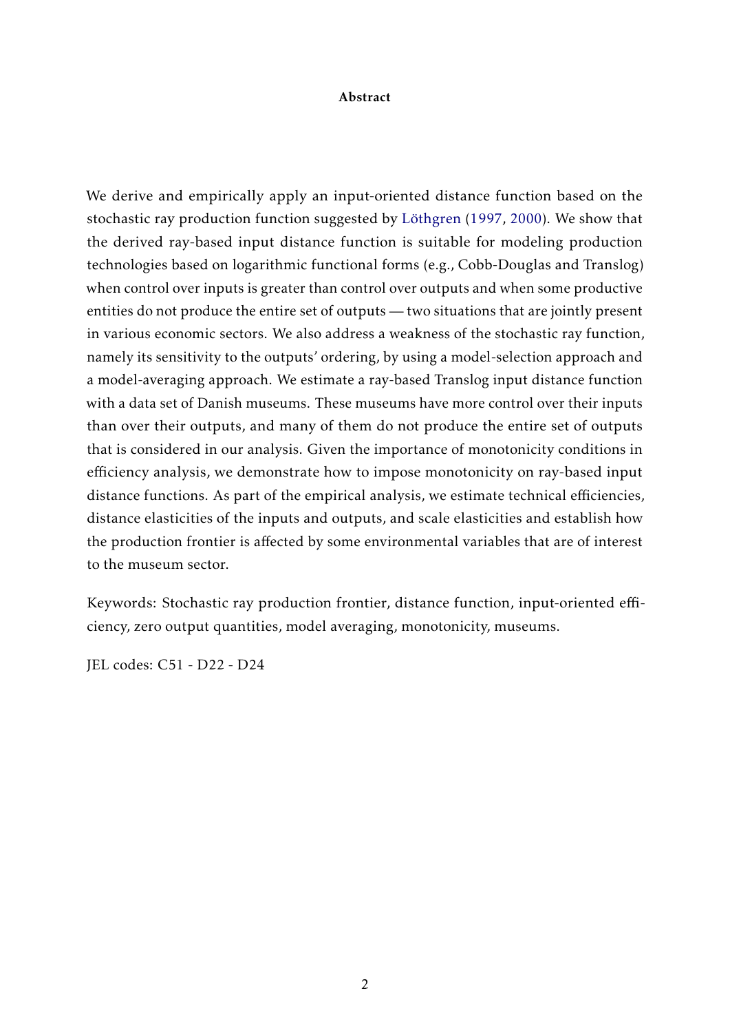## Abstract

We derive and empirically apply an input-oriented distance function based on the stochastic ray production function suggested by Löthgren (1997, 2000). We show that the derived ray-based input distance function is suitable for modeling production technologies based on logarithmic functional forms (e.g., Cobb-Douglas and Translog) when control over inputs is greater than control over outputs and when some productive entities do not produce the entire set of outputs — two situations that are jointly present in various economic sectors. We also address a weakness of the stochastic ray function, namely its sensitivity to the outputs' ordering, by using a model-selection approach and a model-averaging approach. We estimate a ray-based Translog input distance function with a data set of Danish museums. These museums have more control over their inputs than over their outputs, and many of them do not produce the entire set of outputs that is considered in our analysis. Given the importance of monotonicity conditions in efficiency analysis, we demonstrate how to impose monotonicity on ray-based input distance functions. As part of the empirical analysis, we estimate technical efficiencies, distance elasticities of the inputs and outputs, and scale elasticities and establish how the production frontier is affected by some environmental variables that are of interest to the museum sector.

Keywords: Stochastic ray production frontier, distance function, input-oriented efficiency, zero output quantities, model averaging, monotonicity, museums.

JEL codes: C51 - D22 - D24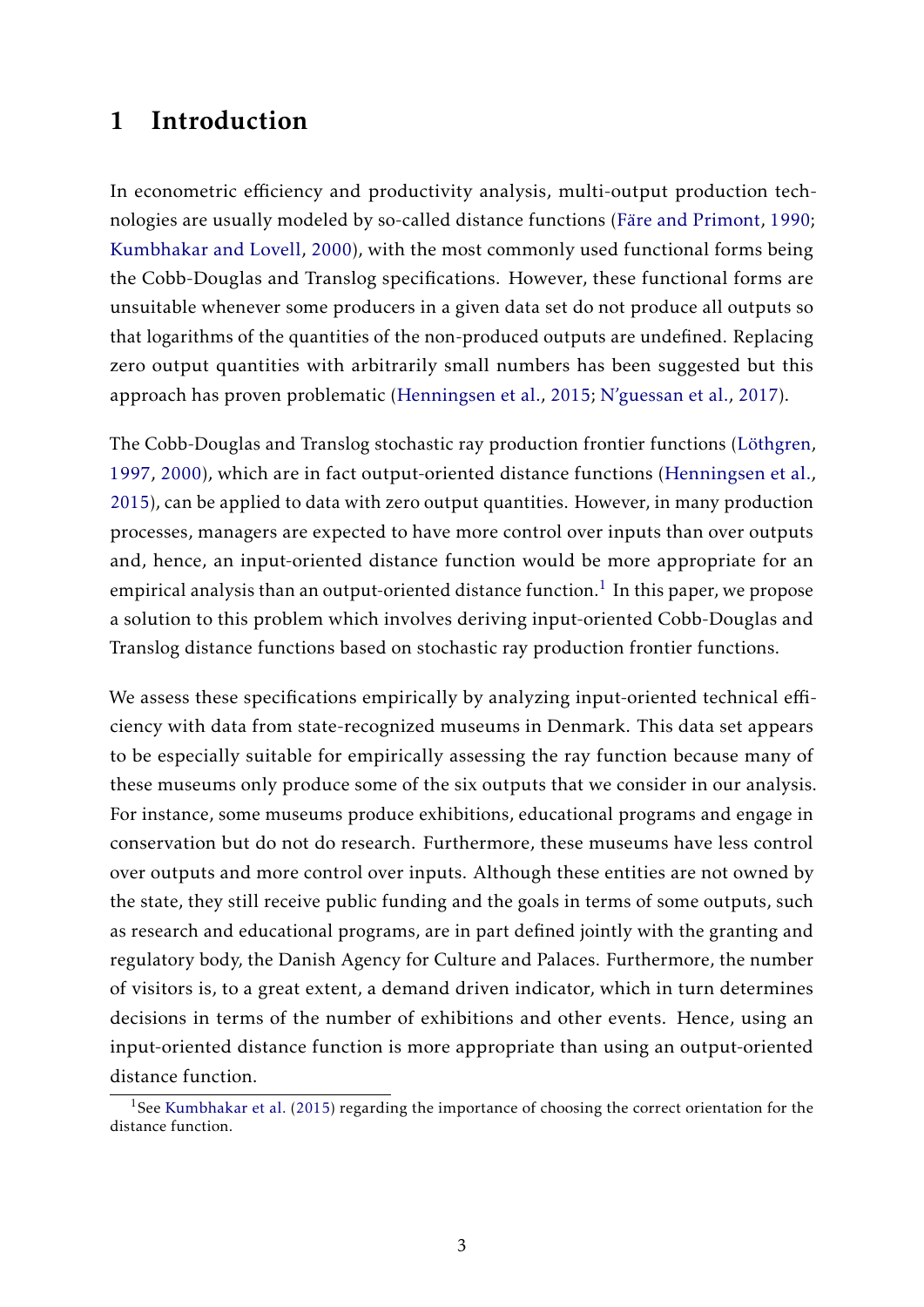# 1 Introduction

In econometric efficiency and productivity analysis, multi-output production technologies are usually modeled by so-called distance functions (Färe and Primont, 1990; Kumbhakar and Lovell, 2000), with the most commonly used functional forms being the Cobb-Douglas and Translog specifications. However, these functional forms are unsuitable whenever some producers in a given data set do not produce all outputs so that logarithms of the quantities of the non-produced outputs are undefined. Replacing zero output quantities with arbitrarily small numbers has been suggested but this approach has proven problematic (Henningsen et al., 2015; N'guessan et al., 2017).

The Cobb-Douglas and Translog stochastic ray production frontier functions (Löthgren, 1997, 2000), which are in fact output-oriented distance functions (Henningsen et al., 2015), can be applied to data with zero output quantities. However, in many production processes, managers are expected to have more control over inputs than over outputs and, hence, an input-oriented distance function would be more appropriate for an empirical analysis than an output-oriented distance function.[1] In this paper, we propose a solution to this problem which involves deriving input-oriented Cobb-Douglas and Translog distance functions based on stochastic ray production frontier functions.

We assess these specifications empirically by analyzing input-oriented technical efficiency with data from state-recognized museums in Denmark. This data set appears to be especially suitable for empirically assessing the ray function because many of these museums only produce some of the six outputs that we consider in our analysis. For instance, some museums produce exhibitions, educational programs and engage in conservation but do not do research. Furthermore, these museums have less control over outputs and more control over inputs. Although these entities are not owned by the state, they still receive public funding and the goals in terms of some outputs, such as research and educational programs, are in part defined jointly with the granting and regulatory body, the Danish Agency for Culture and Palaces. Furthermore, the number of visitors is, to a great extent, a demand driven indicator, which in turn determines decisions in terms of the number of exhibitions and other events. Hence, using an input-oriented distance function is more appropriate than using an output-oriented distance function.

[1] See Kumbhakar et al. (2015) regarding the importance of choosing the correct orientation for the distance function.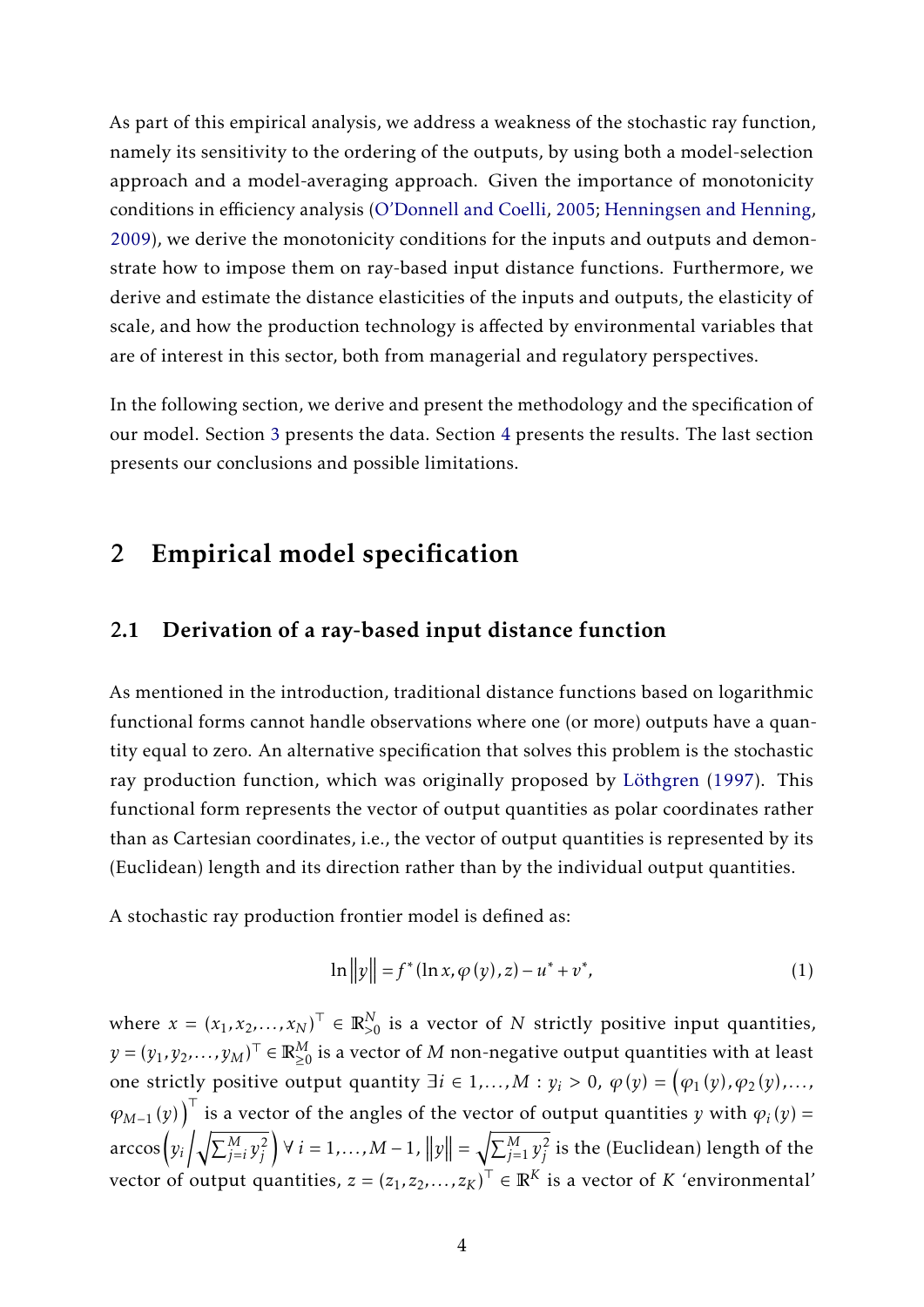As part of this empirical analysis, we address a weakness of the stochastic ray function, namely its sensitivity to the ordering of the outputs, by using both a model-selection approach and a model-averaging approach. Given the importance of monotonicity conditions in efficiency analysis (O'Donnell and Coelli, 2005; Henningsen and Henning, 2009), we derive the monotonicity conditions for the inputs and outputs and demonstrate how to impose them on ray-based input distance functions. Furthermore, we derive and estimate the distance elasticities of the inputs and outputs, the elasticity of scale, and how the production technology is affected by environmental variables that are of interest in this sector, both from managerial and regulatory perspectives.

In the following section, we derive and present the methodology and the specification of our model. Section 3 presents the data. Section 4 presents the results. The last section presents our conclusions and possible limitations.

## 2 Empirical model specification

### 2.1 Derivation of a ray-based input distance function

As mentioned in the introduction, traditional distance functions based on logarithmic functional forms cannot handle observations where one (or more) outputs have a quantity equal to zero. An alternative specification that solves this problem is the stochastic ray production function, which was originally proposed by Löthgren (1997). This functional form represents the vector of output quantities as polar coordinates rather than as Cartesian coordinates, i.e., the vector of output quantities is represented by its (Euclidean) length and its direction rather than by the individual output quantities.

A stochastic ray production frontier model is defined as:

$$\ln \left\| y \right\| = f^* \left( \ln x, \varphi \left( y \right), z \right) - u^* + v^*, \tag{1}$$

where $x = (x_1, x_2, \ldots, x_N)^\top \in \mathbb{R}^N_{>0}$ is a vector of $N$ strictly positive input quantities, $y = (y_1, y_2, \ldots, y_M)^\top \in \mathbb{R}^M_{\geq 0}$ is a vector of $M$ non-negative output quantities with at least one strictly positive output quantity $\exists i \in 1, \ldots, M : y_i > 0$, $\varphi(y) = \left( \varphi_1(y), \varphi_2(y), \ldots, \varphi_{M-1}(y) \right)^\top$ is a vector of the angles of the vector of output quantities $y$ with $\varphi_i(y) = \arccos\left( y_i \Big/ \sqrt{\sum_{j=i}^M y_j^2} \right) \; \forall \; i = 1, \ldots, M-1$, $\left\| y \right\| = \sqrt{\sum_{j=1}^M y_j^2}$ is the (Euclidean) length of the vector of output quantities, $z = (z_1, z_2, \ldots, z_K)^\top \in \mathbb{R}^K$ is a vector of $K$ 'environmental'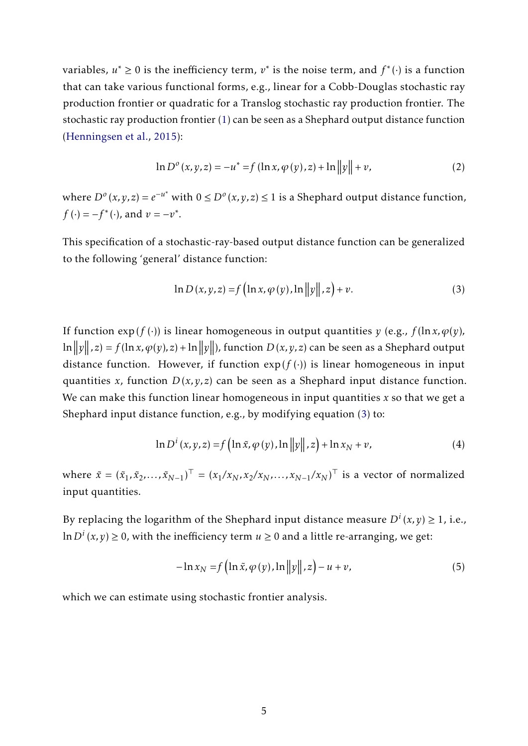variables, $u^* \geq 0$ is the inefficiency term, $v^*$ is the noise term, and $f^*(\cdot)$ is a function that can take various functional forms, e.g., linear for a Cobb-Douglas stochastic ray production frontier or quadratic for a Translog stochastic ray production frontier. The stochastic ray production frontier (1) can be seen as a Shephard output distance function (Henningsen et al., 2015):

$$\ln D^o(x, y, z) = -u^* = f(\ln x, \varphi(y), z) + \ln \|y\| + v, \tag{2}$$

where $D^o(x, y, z) = e^{-u^*}$ with $0 \leq D^o(x, y, z) \leq 1$ is a Shephard output distance function, $f(\cdot) = -f^*(\cdot)$, and $v = -v^*$.

This specification of a stochastic-ray-based output distance function can be generalized to the following 'general' distance function:

$$\ln D(x, y, z) = f\left(\ln x, \varphi(y), \ln \|y\|, z\right) + v. \tag{3}$$

If function $\exp(f(\cdot))$ is linear homogeneous in output quantities $y$ (e.g., $f(\ln x, \varphi(y), \ln \|y\|, z) = f(\ln x, \varphi(y), z) + \ln \|y\|$), function $D(x, y, z)$ can be seen as a Shephard output distance function. However, if function $\exp(f(\cdot))$ is linear homogeneous in input quantities $x$, function $D(x, y, z)$ can be seen as a Shephard input distance function. We can make this function linear homogeneous in input quantities $x$ so that we get a Shephard input distance function, e.g., by modifying equation (3) to:

$$\ln D^i(x, y, z) = f\left(\ln \tilde{x}, \varphi(y), \ln \|y\|, z\right) + \ln x_N + v, \tag{4}$$

where $\tilde{x} = (\tilde{x}_1, \tilde{x}_2, \ldots, \tilde{x}_{N-1})^\top = (x_1/x_N, x_2/x_N, \ldots, x_{N-1}/x_N)^\top$ is a vector of normalized input quantities.

By replacing the logarithm of the Shephard input distance measure $D^i(x, y) \geq 1$, i.e., $\ln D^i(x, y) \geq 0$, with the inefficiency term $u \geq 0$ and a little re-arranging, we get:

$$-\ln x_N = f\left(\ln \tilde{x}, \varphi(y), \ln \|y\|, z\right) - u + v, \tag{5}$$

which we can estimate using stochastic frontier analysis.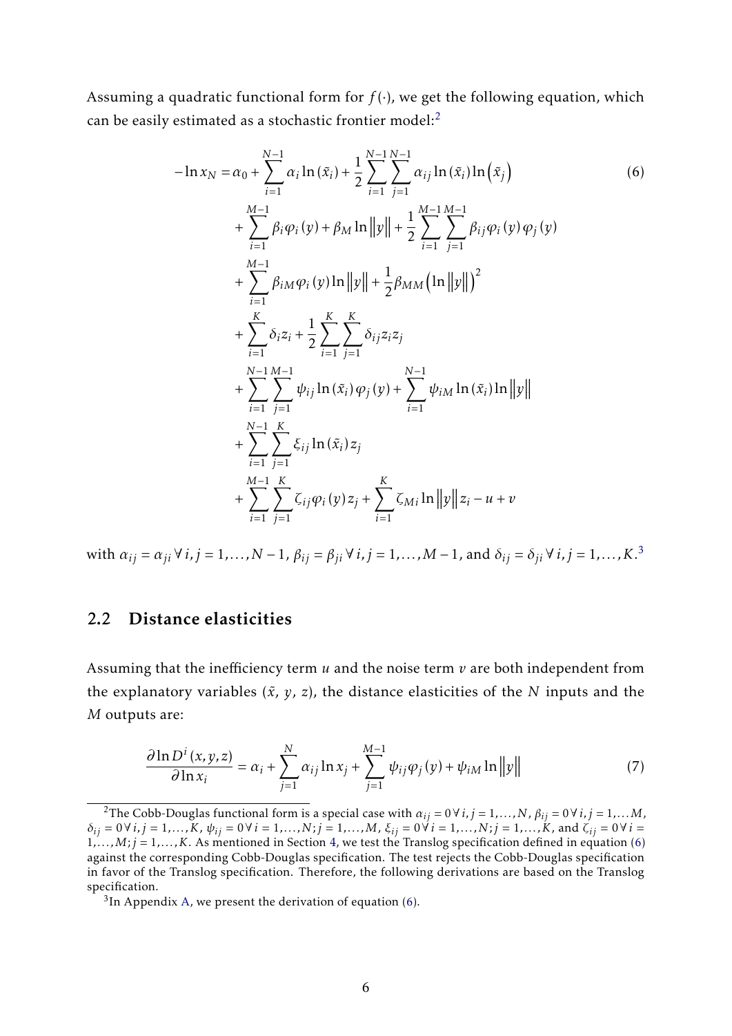Assuming a quadratic functional form for $f(\cdot)$, we get the following equation, which can be easily estimated as a stochastic frontier model:[2]

$$
\begin{aligned}
-\ln x_N = &\alpha_0 + \sum_{i=1}^{N-1} \alpha_i \ln(\tilde{x}_i) + \frac{1}{2} \sum_{i=1}^{N-1} \sum_{j=1}^{N-1} \alpha_{ij} \ln(\tilde{x}_i) \ln\left(\tilde{x}_j\right) \\
&+ \sum_{i=1}^{M-1} \beta_i \varphi_i(y) + \beta_M \ln\left\|y\right\| + \frac{1}{2} \sum_{i=1}^{M-1} \sum_{j=1}^{M-1} \beta_{ij} \varphi_i(y) \varphi_j(y) \\
&+ \sum_{i=1}^{M-1} \beta_{iM} \varphi_i(y) \ln\left\|y\right\| + \frac{1}{2} \beta_{MM} \left(\ln\left\|y\right\|\right)^2 \\
&+ \sum_{i=1}^{K} \delta_i z_i + \frac{1}{2} \sum_{i=1}^{K} \sum_{j=1}^{K} \delta_{ij} z_i z_j \\
&+ \sum_{i=1}^{N-1} \sum_{j=1}^{M-1} \psi_{ij} \ln(\tilde{x}_i) \varphi_j(y) + \sum_{i=1}^{N-1} \psi_{iM} \ln(\tilde{x}_i) \ln\left\|y\right\| \\
&+ \sum_{i=1}^{N-1} \sum_{j=1}^{K} \xi_{ij} \ln(\tilde{x}_i) z_j \\
&+ \sum_{i=1}^{M-1} \sum_{j=1}^{K} \zeta_{ij} \varphi_i(y) z_j + \sum_{i=1}^{K} \zeta_{Mi} \ln\left\|y\right\| z_i - u + v
\end{aligned}
\tag{6}
$$

with $\alpha_{ij} = \alpha_{ji} \, \forall \, i, j = 1, \ldots, N-1$, $\beta_{ij} = \beta_{ji} \, \forall \, i, j = 1, \ldots, M-1$, and $\delta_{ij} = \delta_{ji} \, \forall \, i, j = 1, \ldots, K$.[3]

## 2.2 Distance elasticities

Assuming that the inefficiency term $u$ and the noise term $v$ are both independent from the explanatory variables ($\tilde{x}$, $y$, $z$), the distance elasticities of the $N$ inputs and the $M$ outputs are:

$$
\frac{\partial \ln D^i(x,y,z)}{\partial \ln x_i} = \alpha_i + \sum_{j=1}^{N} \alpha_{ij} \ln x_j + \sum_{j=1}^{M-1} \psi_{ij} \varphi_j(y) + \psi_{iM} \ln\left\|y\right\|
\tag{7}
$$

[2] The Cobb-Douglas functional form is a special case with $\alpha_{ij} = 0 \, \forall \, i, j = 1, \ldots, N$, $\beta_{ij} = 0 \, \forall \, i, j = 1, \ldots M$, $\delta_{ij} = 0 \, \forall \, i, j = 1, \ldots, K$, $\psi_{ij} = 0 \, \forall \, i = 1, \ldots, N; j = 1, \ldots, M$, $\xi_{ij} = 0 \, \forall \, i = 1, \ldots, N; j = 1, \ldots, K$, and $\zeta_{ij} = 0 \, \forall \, i = 1, \ldots, M; j = 1, \ldots, K$. As mentioned in Section 4, we test the Translog specification defined in equation (6) against the corresponding Cobb-Douglas specification. The test rejects the Cobb-Douglas specification in favor of the Translog specification. Therefore, the following derivations are based on the Translog specification.

[3] In Appendix A, we present the derivation of equation (6).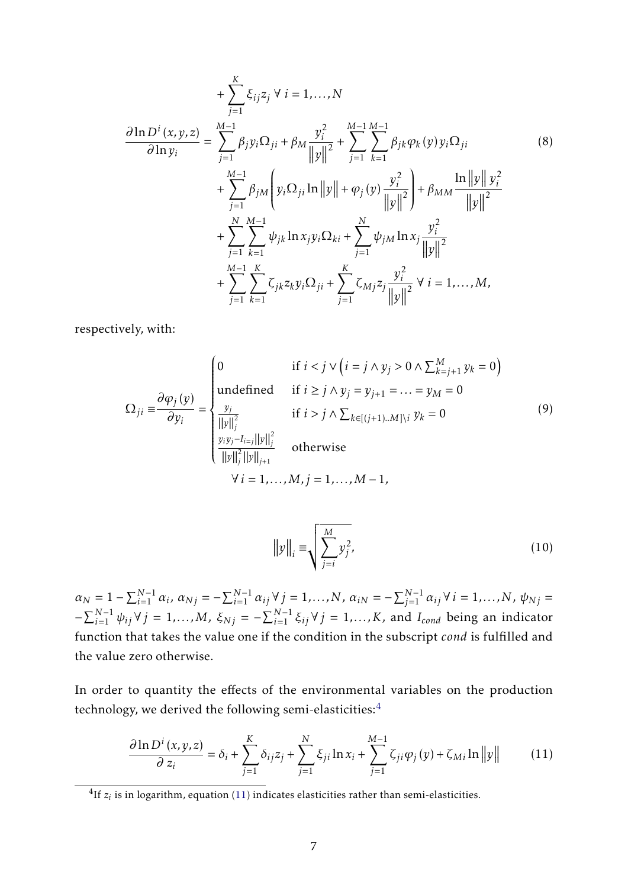$$+ \sum_{j=1}^{K} \xi_{ij} z_j \; \forall \; i = 1, \ldots, N$$

$$\begin{aligned}
\frac{\partial \ln D^i(x,y,z)}{\partial \ln y_i} = & \sum_{j=1}^{M-1} \beta_j y_i \Omega_{ji} + \beta_M \frac{y_i^2}{\left\|y\right\|^2} + \sum_{j=1}^{M-1} \sum_{k=1}^{M-1} \beta_{jk} \varphi_k(y) y_i \Omega_{ji} \\
& + \sum_{j=1}^{M-1} \beta_{jM} \left( y_i \Omega_{ji} \ln \left\|y\right\| + \varphi_j(y) \frac{y_i^2}{\left\|y\right\|^2} \right) + \beta_{MM} \frac{\ln \left\|y\right\| y_i^2}{\left\|y\right\|^2} \\
& + \sum_{j=1}^{N} \sum_{k=1}^{M-1} \psi_{jk} \ln x_j y_i \Omega_{ki} + \sum_{j=1}^{N} \psi_{jM} \ln x_j \frac{y_i^2}{\left\|y\right\|^2} \\
& + \sum_{j=1}^{M-1} \sum_{k=1}^{K} \zeta_{jk} z_k y_i \Omega_{ji} + \sum_{j=1}^{K} \zeta_{Mj} z_j \frac{y_i^2}{\left\|y\right\|^2} \; \forall \; i = 1, \ldots, M,
\end{aligned} \tag{8}$$

respectively, with:

$$\Omega_{ji} \equiv \frac{\partial \varphi_j(y)}{\partial y_i} = \begin{cases} 0 & \text{if } i < j \vee \left( i = j \wedge y_j > 0 \wedge \sum_{k=j+1}^{M} y_k = 0 \right) \\ \text{undefined} & \text{if } i \geq j \wedge y_j = y_{j+1} = \ldots = y_M = 0 \\ \frac{y_j}{\left\|y\right\|_j^2} & \text{if } i > j \wedge \sum_{k \in [(j+1)..M] \setminus i} y_k = 0 \\ \frac{y_i y_j - I_{i=j} \left\|y\right\|_j^2}{\left\|y\right\|_j^2 \left\|y\right\|_{j+1}} & \text{otherwise} \end{cases} \tag{9}$$

$$\forall \; i = 1, \ldots, M, j = 1, \ldots, M-1,$$

$$\left\|y\right\|_i \equiv \sqrt{\sum_{j=i}^{M} y_j^2}, \tag{10}$$

$\alpha_N = 1 - \sum_{i=1}^{N-1} \alpha_i$, $\alpha_{Nj} = -\sum_{i=1}^{N-1} \alpha_{ij} \, \forall \, j = 1, \ldots, N$, $\alpha_{iN} = -\sum_{j=1}^{N-1} \alpha_{ij} \, \forall \, i = 1, \ldots, N$, $\psi_{Nj} = -\sum_{i=1}^{N-1} \psi_{ij} \, \forall \, j = 1, \ldots, M$, $\xi_{Nj} = -\sum_{i=1}^{N-1} \xi_{ij} \, \forall \, j = 1, \ldots, K$, and $I_{cond}$ being an indicator function that takes the value one if the condition in the subscript *cond* is fulfilled and the value zero otherwise.

In order to quantity the effects of the environmental variables on the production technology, we derived the following semi-elasticities:[4]

$$\frac{\partial \ln D^i(x,y,z)}{\partial \, z_i} = \delta_i + \sum_{j=1}^{K} \delta_{ij} z_j + \sum_{j=1}^{N} \xi_{ji} \ln x_i + \sum_{j=1}^{M-1} \zeta_{ji} \varphi_j(y) + \zeta_{Mi} \ln \left\|y\right\| \tag{11}$$

[4]If $z_i$ is in logarithm, equation (11) indicates elasticities rather than semi-elasticities.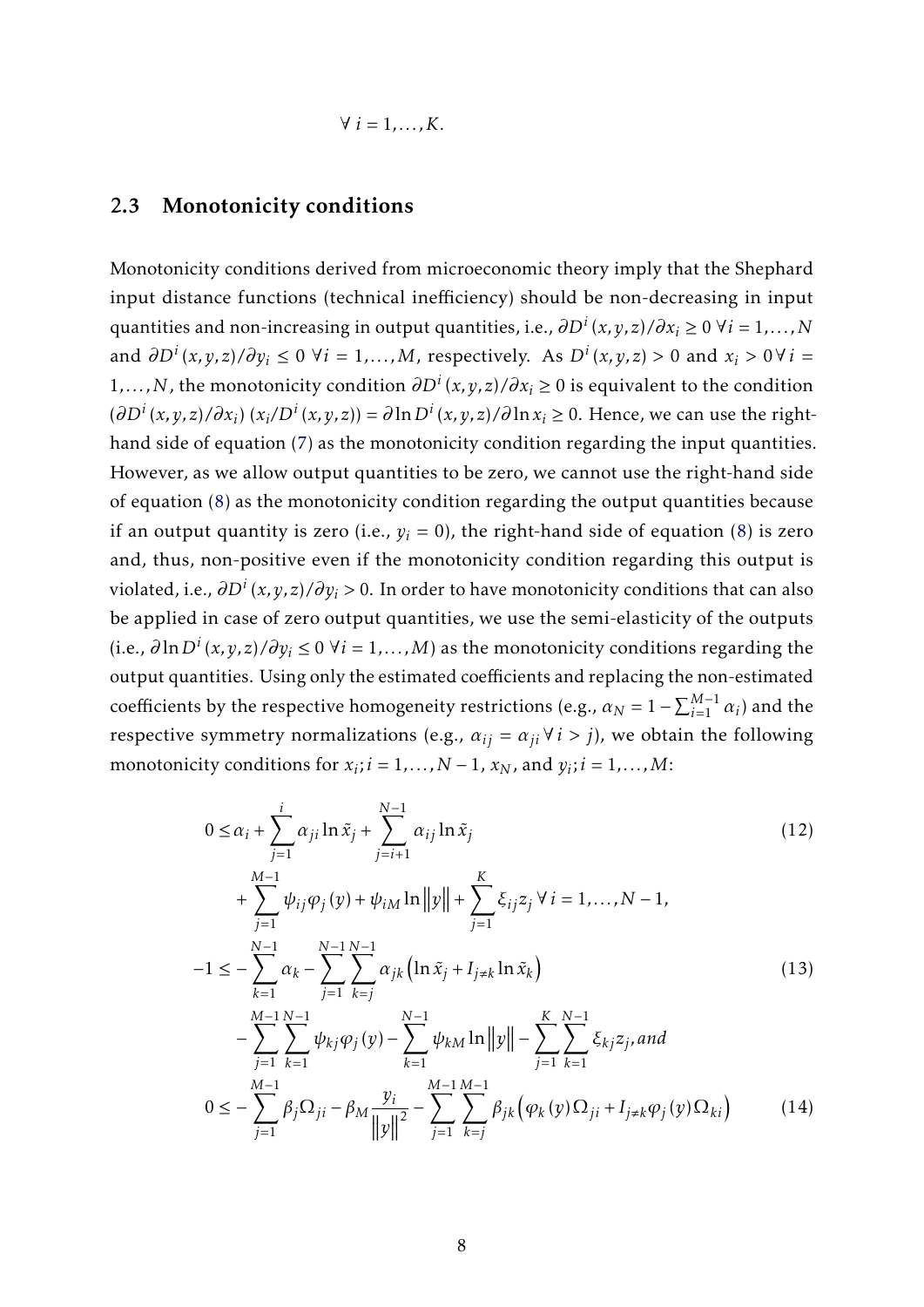$$\forall \; i = 1, \ldots, K.$$

## 2.3 Monotonicity conditions

Monotonicity conditions derived from microeconomic theory imply that the Shephard input distance functions (technical inefficiency) should be non-decreasing in input quantities and non-increasing in output quantities, i.e., $\partial D^i(x,y,z)/\partial x_i \geq 0 \; \forall i = 1, \ldots, N$ and $\partial D^i(x,y,z)/\partial y_i \leq 0 \; \forall i = 1, \ldots, M$, respectively. As $D^i(x,y,z) > 0$ and $x_i > 0 \, \forall i = 1, \ldots, N$, the monotonicity condition $\partial D^i(x,y,z)/\partial x_i \geq 0$ is equivalent to the condition $(\partial D^i(x,y,z)/\partial x_i)\,(x_i/D^i(x,y,z)) = \partial \ln D^i(x,y,z)/\partial \ln x_i \geq 0$. Hence, we can use the right-hand side of equation (7) as the monotonicity condition regarding the input quantities. However, as we allow output quantities to be zero, we cannot use the right-hand side of equation (8) as the monotonicity condition regarding the output quantities because if an output quantity is zero (i.e., $y_i = 0$), the right-hand side of equation (8) is zero and, thus, non-positive even if the monotonicity condition regarding this output is violated, i.e., $\partial D^i(x,y,z)/\partial y_i > 0$. In order to have monotonicity conditions that can also be applied in case of zero output quantities, we use the semi-elasticity of the outputs (i.e., $\partial \ln D^i(x,y,z)/\partial y_i \leq 0 \; \forall i = 1, \ldots, M$) as the monotonicity conditions regarding the output quantities. Using only the estimated coefficients and replacing the non-estimated coefficients by the respective homogeneity restrictions (e.g., $\alpha_N = 1 - \sum_{i=1}^{M-1} \alpha_i$) and the respective symmetry normalizations (e.g., $\alpha_{ij} = \alpha_{ji} \, \forall \, i > j$), we obtain the following monotonicity conditions for $x_i; i = 1, \ldots, N-1$, $x_N$, and $y_i; i = 1, \ldots, M$:

$$
\begin{aligned}
0 \leq \; & \alpha_i + \sum_{j=1}^{i} \alpha_{ji} \ln \tilde{x}_j + \sum_{j=i+1}^{N-1} \alpha_{ij} \ln \tilde{x}_j && (12) \\
& + \sum_{j=1}^{M-1} \psi_{ij} \varphi_j(y) + \psi_{iM} \ln \left\| y \right\| + \sum_{j=1}^{K} \xi_{ij} z_j \; \forall \; i = 1, \ldots, N-1, \\
-1 \leq \; & - \sum_{k=1}^{N-1} \alpha_k - \sum_{j=1}^{N-1} \sum_{k=j}^{N-1} \alpha_{jk} \left( \ln \tilde{x}_j + I_{j \neq k} \ln \tilde{x}_k \right) && (13) \\
& - \sum_{j=1}^{M-1} \sum_{k=1}^{N-1} \psi_{kj} \varphi_j(y) - \sum_{k=1}^{N-1} \psi_{kM} \ln \left\| y \right\| - \sum_{j=1}^{K} \sum_{k=1}^{N-1} \xi_{kj} z_j, \mathit{and} \\
0 \leq \; & - \sum_{j=1}^{M-1} \beta_j \Omega_{ji} - \beta_M \frac{y_i}{\left\| y \right\|^2} - \sum_{j=1}^{M-1} \sum_{k=j}^{M-1} \beta_{jk} \left( \varphi_k(y) \Omega_{ji} + I_{j \neq k} \varphi_j(y) \Omega_{ki} \right) && (14)
\end{aligned}
$$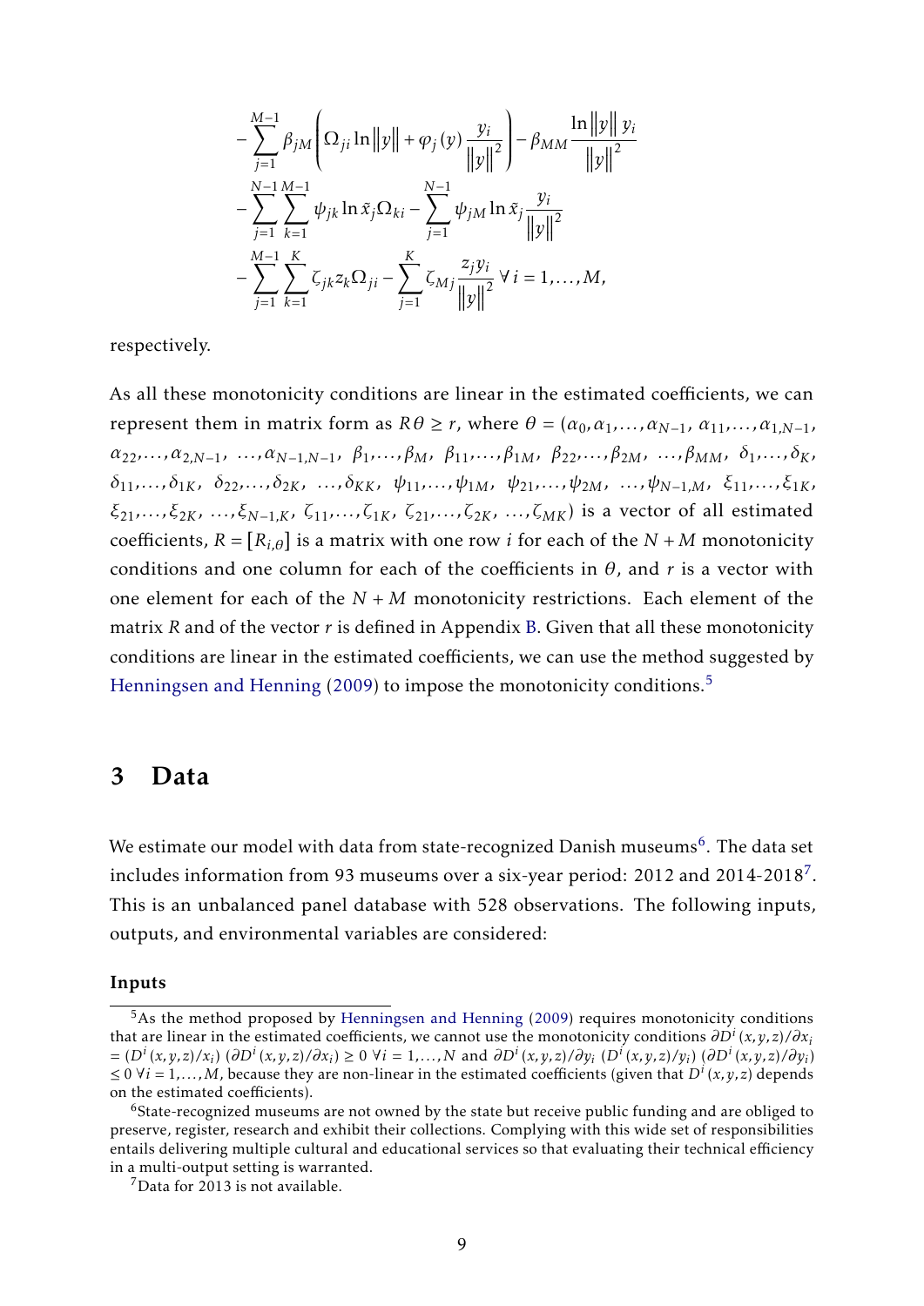$$
\begin{aligned}
&-\sum_{j=1}^{M-1}\beta_{jM}\left(\Omega_{ji}\ln\left\|y\right\|+\varphi_j(y)\frac{y_i}{\left\|y\right\|^2}\right)-\beta_{MM}\frac{\ln\left\|y\right\|y_i}{\left\|y\right\|^2}\\
&-\sum_{j=1}^{N-1}\sum_{k=1}^{M-1}\psi_{jk}\ln\tilde{x}_j\Omega_{ki}-\sum_{j=1}^{N-1}\psi_{jM}\ln\tilde{x}_j\frac{y_i}{\left\|y\right\|^2}\\
&-\sum_{j=1}^{M-1}\sum_{k=1}^{K}\zeta_{jk}z_k\Omega_{ji}-\sum_{j=1}^{K}\zeta_{Mj}\frac{z_jy_i}{\left\|y\right\|^2}\;\forall\, i=1,\ldots,M,
\end{aligned}
$$

respectively.

As all these monotonicity conditions are linear in the estimated coefficients, we can represent them in matrix form as $R\theta \geq r$, where $\theta = (\alpha_0, \alpha_1, \ldots, \alpha_{N-1},\ \alpha_{11}, \ldots, \alpha_{1,N-1},\ \alpha_{22}, \ldots, \alpha_{2,N-1},\ \ldots, \alpha_{N-1,N-1},\ \beta_1, \ldots, \beta_M,\ \beta_{11}, \ldots, \beta_{1M},\ \beta_{22}, \ldots, \beta_{2M},\ \ldots, \beta_{MM},\ \delta_1, \ldots, \delta_K,\ \delta_{11}, \ldots, \delta_{1K},\ \delta_{22}, \ldots, \delta_{2K},\ \ldots, \delta_{KK},\ \psi_{11}, \ldots, \psi_{1M},\ \psi_{21}, \ldots, \psi_{2M},\ \ldots, \psi_{N-1,M},\ \xi_{11}, \ldots, \xi_{1K},\ \xi_{21}, \ldots, \xi_{2K},\ \ldots, \xi_{N-1,K},\ \zeta_{11}, \ldots, \zeta_{1K},\ \zeta_{21}, \ldots, \zeta_{2K},\ \ldots, \zeta_{MK})$ is a vector of all estimated coefficients, $R = [R_{i,\theta}]$ is a matrix with one row $i$ for each of the $N+M$ monotonicity conditions and one column for each of the coefficients in $\theta$, and $r$ is a vector with one element for each of the $N+M$ monotonicity restrictions. Each element of the matrix $R$ and of the vector $r$ is defined in Appendix B. Given that all these monotonicity conditions are linear in the estimated coefficients, we can use the method suggested by Henningsen and Henning (2009) to impose the monotonicity conditions.[5]

## 3 Data

We estimate our model with data from state-recognized Danish museums[6]. The data set includes information from 93 museums over a six-year period: 2012 and 2014-2018[7]. This is an unbalanced panel database with 528 observations. The following inputs, outputs, and environmental variables are considered:

### Inputs

[5] As the method proposed by Henningsen and Henning (2009) requires monotonicity conditions that are linear in the estimated coefficients, we cannot use the monotonicity conditions $\partial D^i(x,y,z)/\partial x_i = (D^i(x,y,z)/x_i)\ (\partial D^i(x,y,z)/\partial x_i) \geq 0\ \forall i = 1,\ldots,N$ and $\partial D^i(x,y,z)/\partial y_i\ (D^i(x,y,z)/y_i)\ (\partial D^i(x,y,z)/\partial y_i) \leq 0\ \forall i = 1,\ldots,M$, because they are non-linear in the estimated coefficients (given that $D^i(x,y,z)$ depends on the estimated coefficients).

[6] State-recognized museums are not owned by the state but receive public funding and are obliged to preserve, register, research and exhibit their collections. Complying with this wide set of responsibilities entails delivering multiple cultural and educational services so that evaluating their technical efficiency in a multi-output setting is warranted.

[7] Data for 2013 is not available.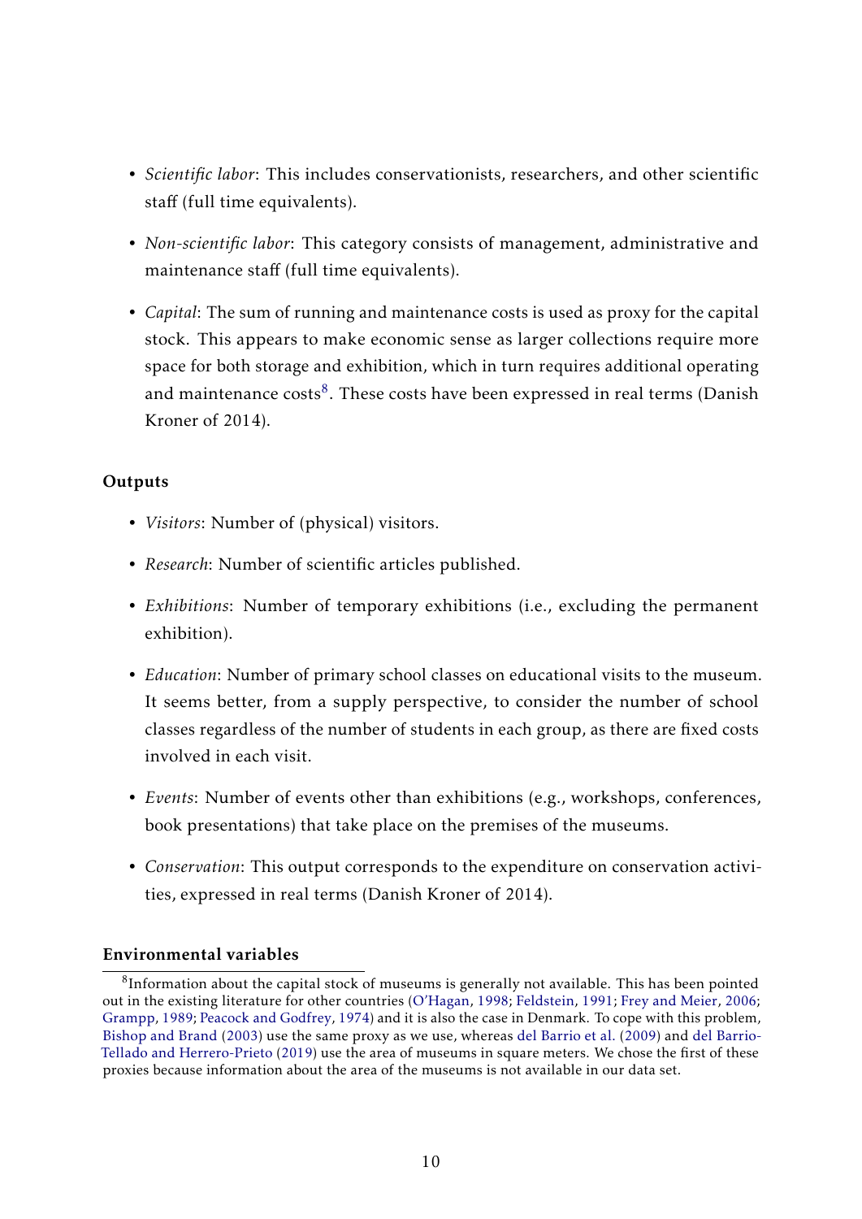- *Scientific labor*: This includes conservationists, researchers, and other scientific staff (full time equivalents).
- *Non-scientific labor*: This category consists of management, administrative and maintenance staff (full time equivalents).
- *Capital*: The sum of running and maintenance costs is used as proxy for the capital stock. This appears to make economic sense as larger collections require more space for both storage and exhibition, which in turn requires additional operating and maintenance costs[8]. These costs have been expressed in real terms (Danish Kroner of 2014).

**Outputs**

- *Visitors*: Number of (physical) visitors.
- *Research*: Number of scientific articles published.
- *Exhibitions*: Number of temporary exhibitions (i.e., excluding the permanent exhibition).
- *Education*: Number of primary school classes on educational visits to the museum. It seems better, from a supply perspective, to consider the number of school classes regardless of the number of students in each group, as there are fixed costs involved in each visit.
- *Events*: Number of events other than exhibitions (e.g., workshops, conferences, book presentations) that take place on the premises of the museums.
- *Conservation*: This output corresponds to the expenditure on conservation activities, expressed in real terms (Danish Kroner of 2014).

**Environmental variables**

[8]Information about the capital stock of museums is generally not available. This has been pointed out in the existing literature for other countries (O'Hagan, 1998; Feldstein, 1991; Frey and Meier, 2006; Grampp, 1989; Peacock and Godfrey, 1974) and it is also the case in Denmark. To cope with this problem, Bishop and Brand (2003) use the same proxy as we use, whereas del Barrio et al. (2009) and del Barrio-Tellado and Herrero-Prieto (2019) use the area of museums in square meters. We chose the first of these proxies because information about the area of the museums is not available in our data set.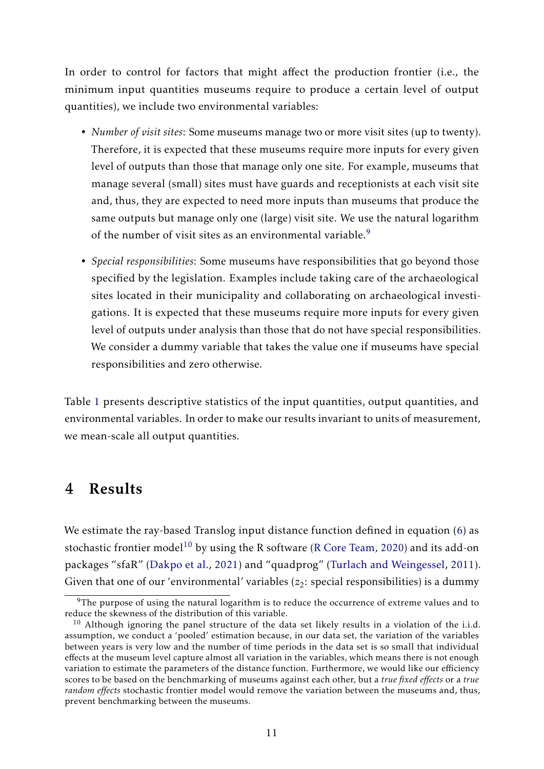In order to control for factors that might affect the production frontier (i.e., the minimum input quantities museums require to produce a certain level of output quantities), we include two environmental variables:

- *Number of visit sites*: Some museums manage two or more visit sites (up to twenty). Therefore, it is expected that these museums require more inputs for every given level of outputs than those that manage only one site. For example, museums that manage several (small) sites must have guards and receptionists at each visit site and, thus, they are expected to need more inputs than museums that produce the same outputs but manage only one (large) visit site. We use the natural logarithm of the number of visit sites as an environmental variable.[9]

- *Special responsibilities*: Some museums have responsibilities that go beyond those specified by the legislation. Examples include taking care of the archaeological sites located in their municipality and collaborating on archaeological investigations. It is expected that these museums require more inputs for every given level of outputs under analysis than those that do not have special responsibilities. We consider a dummy variable that takes the value one if museums have special responsibilities and zero otherwise.

Table 1 presents descriptive statistics of the input quantities, output quantities, and environmental variables. In order to make our results invariant to units of measurement, we mean-scale all output quantities.

# 4 Results

We estimate the ray-based Translog input distance function defined in equation (6) as stochastic frontier model[10] by using the R software (R Core Team, 2020) and its add-on packages "sfaR" (Dakpo et al., 2021) and "quadprog" (Turlach and Weingessel, 2011). Given that one of our 'environmental' variables ($z_2$: special responsibilities) is a dummy

---

[9] The purpose of using the natural logarithm is to reduce the occurrence of extreme values and to reduce the skewness of the distribution of this variable.

[10] Although ignoring the panel structure of the data set likely results in a violation of the i.i.d. assumption, we conduct a 'pooled' estimation because, in our data set, the variation of the variables between years is very low and the number of time periods in the data set is so small that individual effects at the museum level capture almost all variation in the variables, which means there is not enough variation to estimate the parameters of the distance function. Furthermore, we would like our efficiency scores to be based on the benchmarking of museums against each other, but a *true fixed effects* or a *true random effects* stochastic frontier model would remove the variation between the museums and, thus, prevent benchmarking between the museums.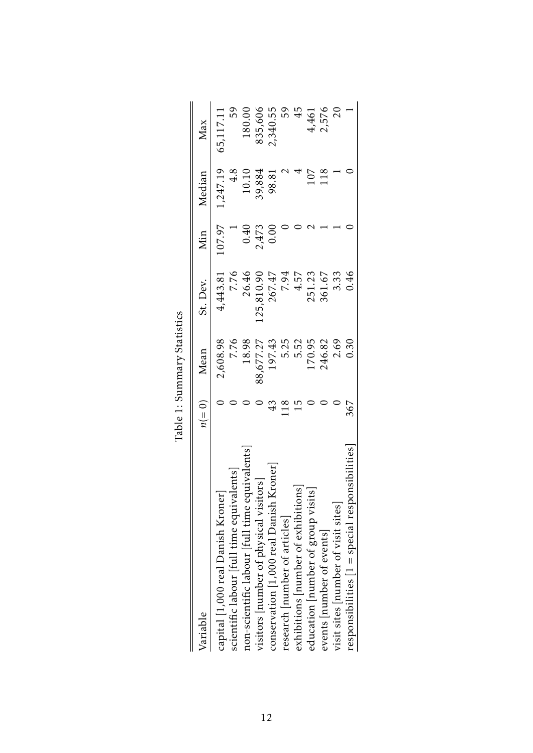Table 1: Summary Statistics

| Variable | $n(=0)$ | Mean | St. Dev. | Min | Median | Max |
|---|---|---|---|---|---|---|
| capital [1,000 real Danish Kroner] | 0 | 2,608.98 | 4,443.81 | 107.97 | 1,247.19 | 65,117.11 |
| scientific labour [full time equivalents] | 0 | 7.76 | 7.76 | 1 | 4.8 | 59 |
| non-scientific labour [full time equivalents] | 0 | 18.98 | 26.46 | 0.40 | 10.10 | 180.00 |
| visitors [number of physical visitors] | 0 | 88,677.27 | 125,810.90 | 2,473 | 39,884 | 835,606 |
| conservation [1,000 real Danish Kroner] | 43 | 197.43 | 267.47 | 0.00 | 98.81 | 2,340.55 |
| research [number of articles] | 118 | 5.25 | 7.94 | 0 | 2 | 59 |
| exhibitions [number of exhibitions] | 15 | 5.52 | 4.57 | 0 | 4 | 45 |
| education [number of group visits] | 0 | 170.95 | 251.23 | 2 | 107 | 4,461 |
| events [number of events] | 0 | 246.82 | 361.67 | 1 | 118 | 2,576 |
| visit sites [number of visit sites] | 0 | 2.69 | 3.33 | 1 | 1 | 20 |
| responsibilities [1 = special responsibilities] | 367 | 0.30 | 0.46 | 0 | 0 | 1 |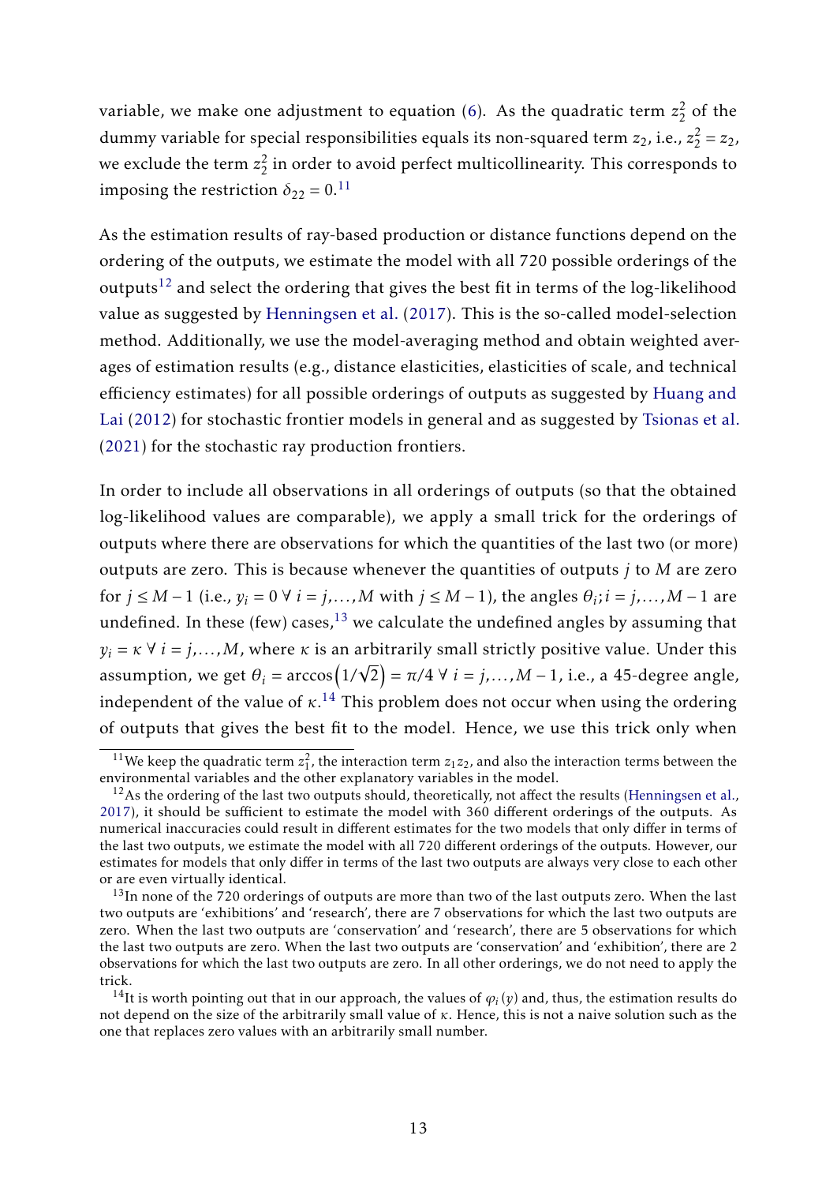variable, we make one adjustment to equation (6). As the quadratic term $z_2^2$ of the dummy variable for special responsibilities equals its non-squared term $z_2$, i.e., $z_2^2 = z_2$, we exclude the term $z_2^2$ in order to avoid perfect multicollinearity. This corresponds to imposing the restriction $\delta_{22} = 0$.[11]

As the estimation results of ray-based production or distance functions depend on the ordering of the outputs, we estimate the model with all 720 possible orderings of the outputs[12] and select the ordering that gives the best fit in terms of the log-likelihood value as suggested by Henningsen et al. (2017). This is the so-called model-selection method. Additionally, we use the model-averaging method and obtain weighted averages of estimation results (e.g., distance elasticities, elasticities of scale, and technical efficiency estimates) for all possible orderings of outputs as suggested by Huang and Lai (2012) for stochastic frontier models in general and as suggested by Tsionas et al. (2021) for the stochastic ray production frontiers.

In order to include all observations in all orderings of outputs (so that the obtained log-likelihood values are comparable), we apply a small trick for the orderings of outputs where there are observations for which the quantities of the last two (or more) outputs are zero. This is because whenever the quantities of outputs $j$ to $M$ are zero for $j \leq M-1$ (i.e., $y_i = 0 \; \forall \; i = j, \ldots, M$ with $j \leq M-1$), the angles $\theta_i; i = j, \ldots, M-1$ are undefined. In these (few) cases,[13] we calculate the undefined angles by assuming that $y_i = \kappa \; \forall \; i = j, \ldots, M$, where $\kappa$ is an arbitrarily small strictly positive value. Under this assumption, we get $\theta_i = \arccos\left(1/\sqrt{2}\right) = \pi/4 \; \forall \; i = j, \ldots, M-1$, i.e., a 45-degree angle, independent of the value of $\kappa$.[14] This problem does not occur when using the ordering of outputs that gives the best fit to the model. Hence, we use this trick only when

[11] We keep the quadratic term $z_1^2$, the interaction term $z_1 z_2$, and also the interaction terms between the environmental variables and the other explanatory variables in the model.

[12] As the ordering of the last two outputs should, theoretically, not affect the results (Henningsen et al., 2017), it should be sufficient to estimate the model with 360 different orderings of the outputs. As numerical inaccuracies could result in different estimates for the two models that only differ in terms of the last two outputs, we estimate the model with all 720 different orderings of the outputs. However, our estimates for models that only differ in terms of the last two outputs are always very close to each other or are even virtually identical.

[13] In none of the 720 orderings of outputs are more than two of the last outputs zero. When the last two outputs are 'exhibitions' and 'research', there are 7 observations for which the last two outputs are zero. When the last two outputs are 'conservation' and 'research', there are 5 observations for which the last two outputs are zero. When the last two outputs are 'conservation' and 'exhibition', there are 2 observations for which the last two outputs are zero. In all other orderings, we do not need to apply the trick.

[14] It is worth pointing out that in our approach, the values of $\varphi_i(y)$ and, thus, the estimation results do not depend on the size of the arbitrarily small value of $\kappa$. Hence, this is not a naive solution such as the one that replaces zero values with an arbitrarily small number.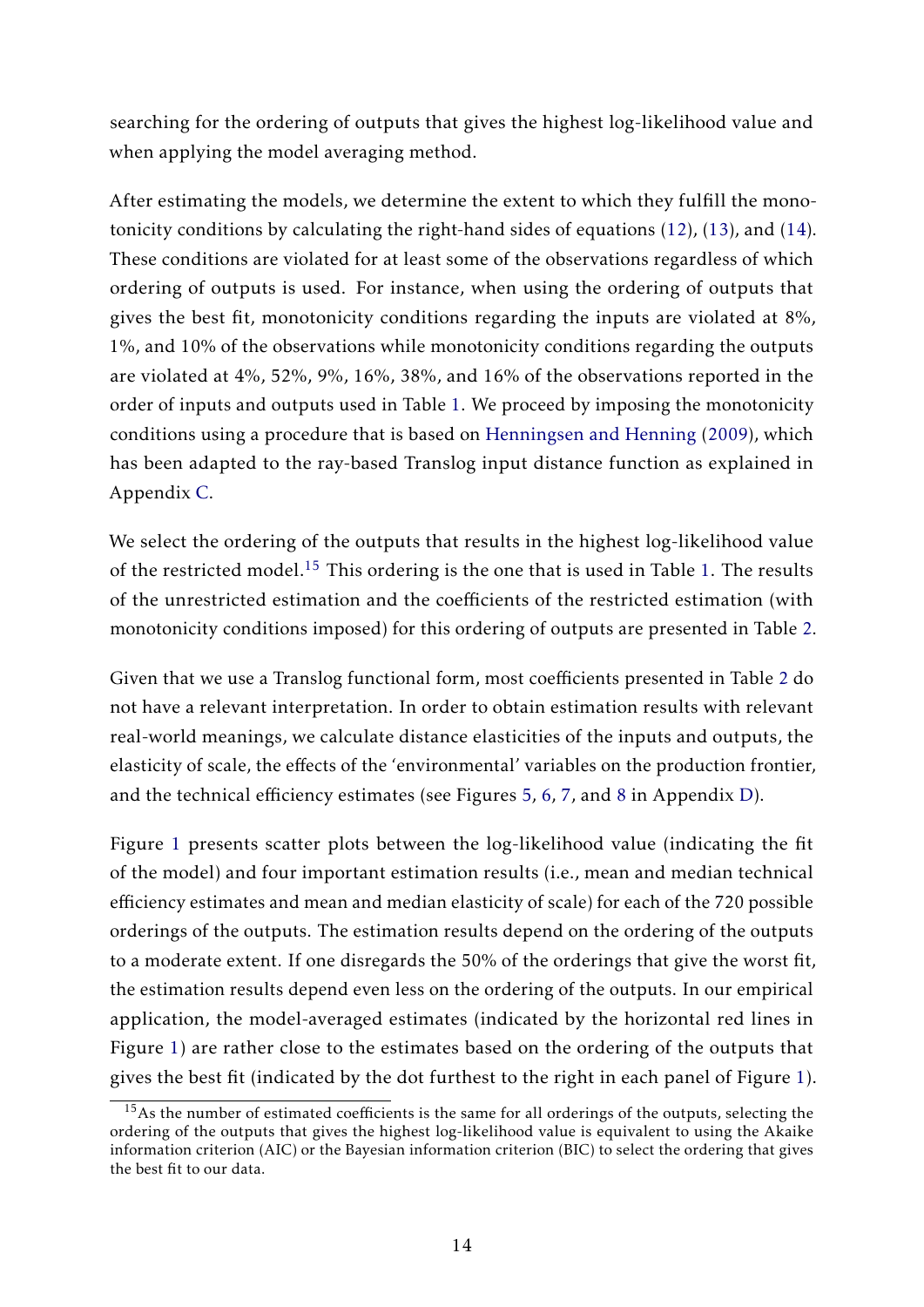searching for the ordering of outputs that gives the highest log-likelihood value and when applying the model averaging method.

After estimating the models, we determine the extent to which they fulfill the monotonicity conditions by calculating the right-hand sides of equations (12), (13), and (14). These conditions are violated for at least some of the observations regardless of which ordering of outputs is used. For instance, when using the ordering of outputs that gives the best fit, monotonicity conditions regarding the inputs are violated at 8%, 1%, and 10% of the observations while monotonicity conditions regarding the outputs are violated at 4%, 52%, 9%, 16%, 38%, and 16% of the observations reported in the order of inputs and outputs used in Table 1. We proceed by imposing the monotonicity conditions using a procedure that is based on Henningsen and Henning (2009), which has been adapted to the ray-based Translog input distance function as explained in Appendix C.

We select the ordering of the outputs that results in the highest log-likelihood value of the restricted model.[15] This ordering is the one that is used in Table 1. The results of the unrestricted estimation and the coefficients of the restricted estimation (with monotonicity conditions imposed) for this ordering of outputs are presented in Table 2.

Given that we use a Translog functional form, most coefficients presented in Table 2 do not have a relevant interpretation. In order to obtain estimation results with relevant real-world meanings, we calculate distance elasticities of the inputs and outputs, the elasticity of scale, the effects of the 'environmental' variables on the production frontier, and the technical efficiency estimates (see Figures 5, 6, 7, and 8 in Appendix D).

Figure 1 presents scatter plots between the log-likelihood value (indicating the fit of the model) and four important estimation results (i.e., mean and median technical efficiency estimates and mean and median elasticity of scale) for each of the 720 possible orderings of the outputs. The estimation results depend on the ordering of the outputs to a moderate extent. If one disregards the 50% of the orderings that give the worst fit, the estimation results depend even less on the ordering of the outputs. In our empirical application, the model-averaged estimates (indicated by the horizontal red lines in Figure 1) are rather close to the estimates based on the ordering of the outputs that gives the best fit (indicated by the dot furthest to the right in each panel of Figure 1).

[15] As the number of estimated coefficients is the same for all orderings of the outputs, selecting the ordering of the outputs that gives the highest log-likelihood value is equivalent to using the Akaike information criterion (AIC) or the Bayesian information criterion (BIC) to select the ordering that gives the best fit to our data.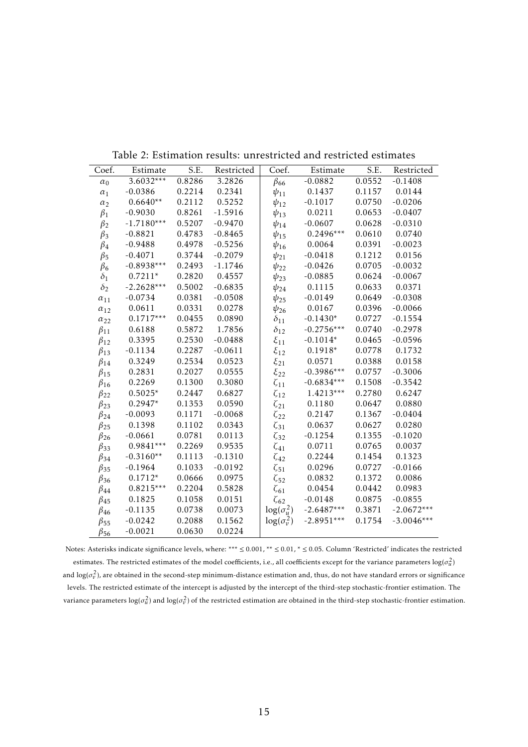Table 2: Estimation results: unrestricted and restricted estimates

| Coef. | Estimate | S.E. | Restricted | Coef. | Estimate | S.E. | Restricted |
|---|---|---|---|---|---|---|---|
| $\alpha_0$ | 3.6032*** | 0.8286 | 3.2826 | $\beta_{66}$ | -0.0882 | 0.0552 | -0.1408 |
| $\alpha_1$ | -0.0386 | 0.2214 | 0.2341 | $\psi_{11}$ | 0.1437 | 0.1157 | 0.0144 |
| $\alpha_2$ | 0.6640** | 0.2112 | 0.5252 | $\psi_{12}$ | -0.1017 | 0.0750 | -0.0206 |
| $\beta_1$ | -0.9030 | 0.8261 | -1.5916 | $\psi_{13}$ | 0.0211 | 0.0653 | -0.0407 |
| $\beta_2$ | -1.7180*** | 0.5207 | -0.9470 | $\psi_{14}$ | -0.0607 | 0.0628 | -0.0310 |
| $\beta_3$ | -0.8821 | 0.4783 | -0.8465 | $\psi_{15}$ | 0.2496*** | 0.0610 | 0.0740 |
| $\beta_4$ | -0.9488 | 0.4978 | -0.5256 | $\psi_{16}$ | 0.0064 | 0.0391 | -0.0023 |
| $\beta_5$ | -0.4071 | 0.3744 | -0.2079 | $\psi_{21}$ | -0.0418 | 0.1212 | 0.0156 |
| $\beta_6$ | -0.8938*** | 0.2493 | -1.1746 | $\psi_{22}$ | -0.0426 | 0.0705 | -0.0032 |
| $\delta_1$ | 0.7211* | 0.2820 | 0.4557 | $\psi_{23}$ | -0.0885 | 0.0624 | -0.0067 |
| $\delta_2$ | -2.2628*** | 0.5002 | -0.6835 | $\psi_{24}$ | 0.1115 | 0.0633 | 0.0371 |
| $\alpha_{11}$ | -0.0734 | 0.0381 | -0.0508 | $\psi_{25}$ | -0.0149 | 0.0649 | -0.0308 |
| $\alpha_{12}$ | 0.0611 | 0.0331 | 0.0278 | $\psi_{26}$ | 0.0167 | 0.0396 | -0.0066 |
| $\alpha_{22}$ | 0.1717*** | 0.0455 | 0.0890 | $\delta_{11}$ | -0.1430* | 0.0727 | -0.1554 |
| $\beta_{11}$ | 0.6188 | 0.5872 | 1.7856 | $\delta_{12}$ | -0.2756*** | 0.0740 | -0.2978 |
| $\beta_{12}$ | 0.3395 | 0.2530 | -0.0488 | $\xi_{11}$ | -0.1014* | 0.0465 | -0.0596 |
| $\beta_{13}$ | -0.1134 | 0.2287 | -0.0611 | $\xi_{12}$ | 0.1918* | 0.0778 | 0.1732 |
| $\beta_{14}$ | 0.3249 | 0.2534 | 0.0523 | $\xi_{21}$ | 0.0571 | 0.0388 | 0.0158 |
| $\beta_{15}$ | 0.2831 | 0.2027 | 0.0555 | $\xi_{22}$ | -0.3986*** | 0.0757 | -0.3006 |
| $\beta_{16}$ | 0.2269 | 0.1300 | 0.3080 | $\zeta_{11}$ | -0.6834*** | 0.1508 | -0.3542 |
| $\beta_{22}$ | 0.5025* | 0.2447 | 0.6827 | $\zeta_{12}$ | 1.4213*** | 0.2780 | 0.6247 |
| $\beta_{23}$ | 0.2947* | 0.1353 | 0.0590 | $\zeta_{21}$ | 0.1180 | 0.0647 | 0.0880 |
| $\beta_{24}$ | -0.0093 | 0.1171 | -0.0068 | $\zeta_{22}$ | 0.2147 | 0.1367 | -0.0404 |
| $\beta_{25}$ | 0.1398 | 0.1102 | 0.0343 | $\zeta_{31}$ | 0.0637 | 0.0627 | 0.0280 |
| $\beta_{26}$ | -0.0661 | 0.0781 | 0.0113 | $\zeta_{32}$ | -0.1254 | 0.1355 | -0.1020 |
| $\beta_{33}$ | 0.9841*** | 0.2269 | 0.9535 | $\zeta_{41}$ | 0.0711 | 0.0765 | 0.0037 |
| $\beta_{34}$ | -0.3160** | 0.1113 | -0.1310 | $\zeta_{42}$ | 0.2244 | 0.1454 | 0.1323 |
| $\beta_{35}$ | -0.1964 | 0.1033 | -0.0192 | $\zeta_{51}$ | 0.0296 | 0.0727 | -0.0166 |
| $\beta_{36}$ | 0.1712* | 0.0666 | 0.0975 | $\zeta_{52}$ | 0.0832 | 0.1372 | 0.0086 |
| $\beta_{44}$ | 0.8215*** | 0.2204 | 0.5828 | $\zeta_{61}$ | 0.0454 | 0.0442 | 0.0983 |
| $\beta_{45}$ | 0.1825 | 0.1058 | 0.0151 | $\zeta_{62}$ | -0.0148 | 0.0875 | -0.0855 |
| $\beta_{46}$ | -0.1135 | 0.0738 | 0.0073 | $\log(\sigma_u^2)$ | -2.6487*** | 0.3871 | -2.0672*** |
| $\beta_{55}$ | -0.0242 | 0.2088 | 0.1562 | $\log(\sigma_v^2)$ | -2.8951*** | 0.1754 | -3.0046*** |
| $\beta_{56}$ | -0.0021 | 0.0630 | 0.0224 | | | | |

Notes: Asterisks indicate significance levels, where: *** ≤ 0.001, ** ≤ 0.01, * ≤ 0.05. Column 'Restricted' indicates the restricted estimates. The restricted estimates of the model coefficients, i.e., all coefficients except for the variance parameters $\log(\sigma_u^2)$ and $\log(\sigma_v^2)$, are obtained in the second-step minimum-distance estimation and, thus, do not have standard errors or significance levels. The restricted estimate of the intercept is adjusted by the intercept of the third-step stochastic-frontier estimation. The variance parameters $\log(\sigma_u^2)$ and $\log(\sigma_v^2)$ of the restricted estimation are obtained in the third-step stochastic-frontier estimation.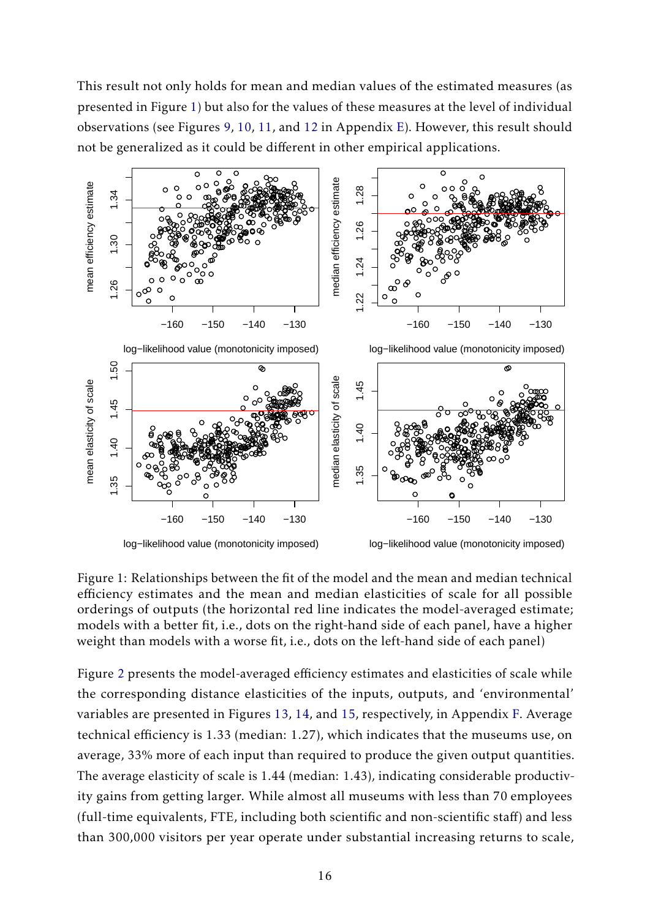This result not only holds for mean and median values of the estimated measures (as presented in Figure 1) but also for the values of these measures at the level of individual observations (see Figures 9, 10, 11, and 12 in Appendix E). However, this result should not be generalized as it could be different in other empirical applications.

Figure 1: Relationships between the fit of the model and the mean and median technical efficiency estimates and the mean and median elasticities of scale for all possible orderings of outputs (the horizontal red line indicates the model-averaged estimate; models with a better fit, i.e., dots on the right-hand side of each panel, have a higher weight than models with a worse fit, i.e., dots on the left-hand side of each panel)

Figure 2 presents the model-averaged efficiency estimates and elasticities of scale while the corresponding distance elasticities of the inputs, outputs, and 'environmental' variables are presented in Figures 13, 14, and 15, respectively, in Appendix F. Average technical efficiency is 1.33 (median: 1.27), which indicates that the museums use, on average, 33% more of each input than required to produce the given output quantities. The average elasticity of scale is 1.44 (median: 1.43), indicating considerable productivity gains from getting larger. While almost all museums with less than 70 employees (full-time equivalents, FTE, including both scientific and non-scientific staff) and less than 300,000 visitors per year operate under substantial increasing returns to scale,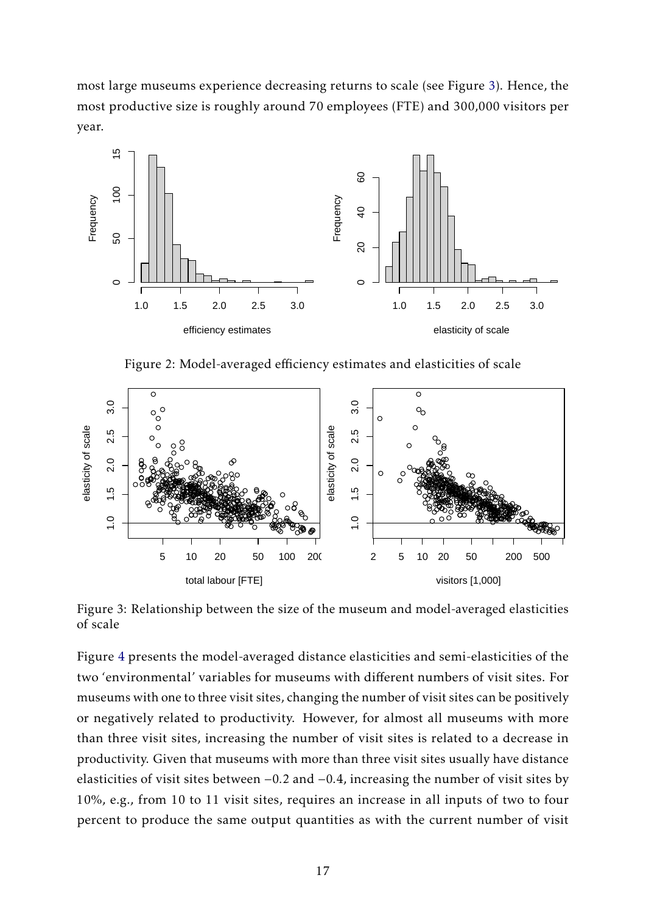most large museums experience decreasing returns to scale (see Figure 3). Hence, the most productive size is roughly around 70 employees (FTE) and 300,000 visitors per year.

Figure 2: Model-averaged efficiency estimates and elasticities of scale

Figure 3: Relationship between the size of the museum and model-averaged elasticities of scale

Figure 4 presents the model-averaged distance elasticities and semi-elasticities of the two 'environmental' variables for museums with different numbers of visit sites. For museums with one to three visit sites, changing the number of visit sites can be positively or negatively related to productivity. However, for almost all museums with more than three visit sites, increasing the number of visit sites is related to a decrease in productivity. Given that museums with more than three visit sites usually have distance elasticities of visit sites between $-0.2$ and $-0.4$, increasing the number of visit sites by 10%, e.g., from 10 to 11 visit sites, requires an increase in all inputs of two to four percent to produce the same output quantities as with the current number of visit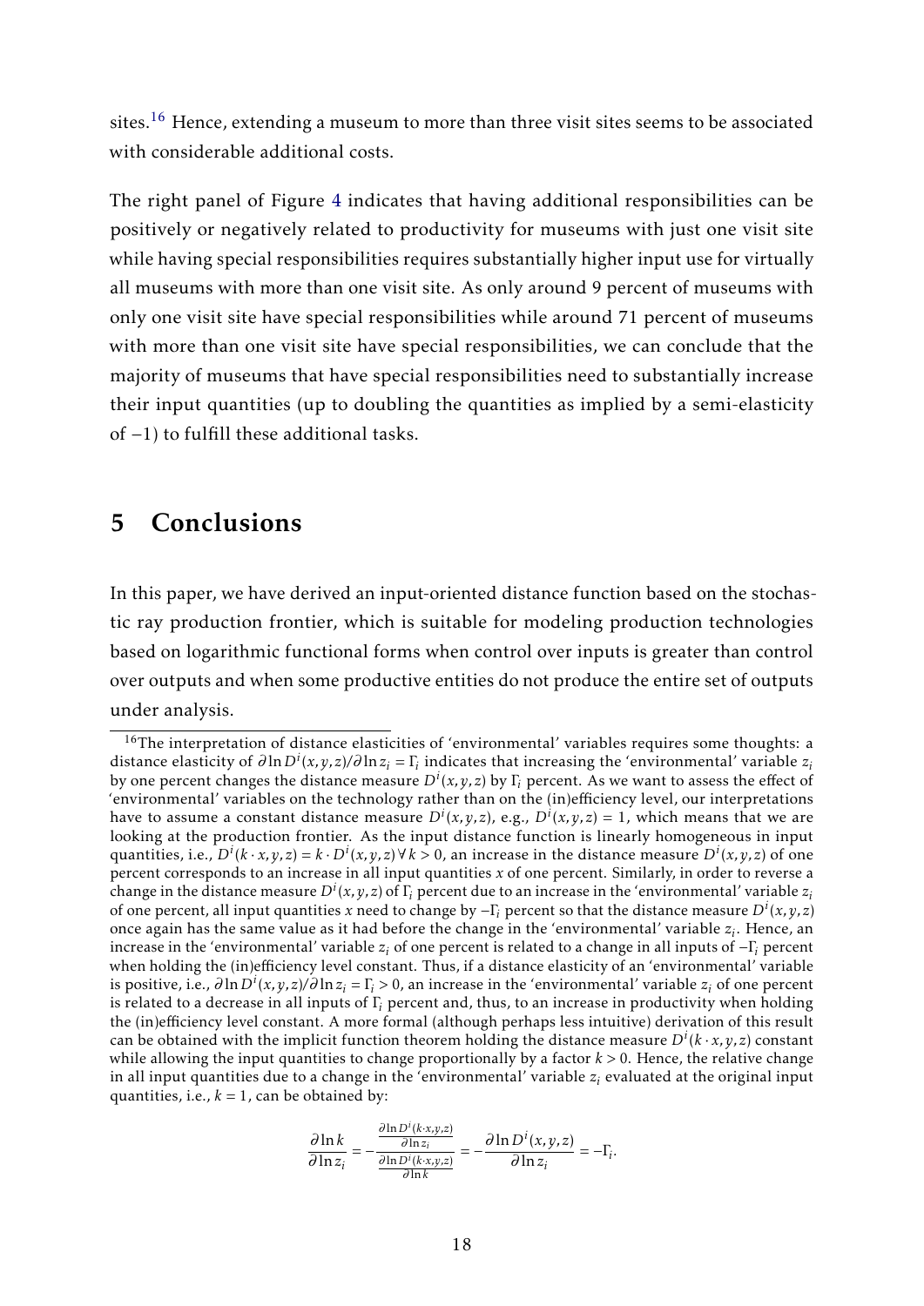sites.[16] Hence, extending a museum to more than three visit sites seems to be associated with considerable additional costs.

The right panel of Figure 4 indicates that having additional responsibilities can be positively or negatively related to productivity for museums with just one visit site while having special responsibilities requires substantially higher input use for virtually all museums with more than one visit site. As only around 9 percent of museums with only one visit site have special responsibilities while around 71 percent of museums with more than one visit site have special responsibilities, we can conclude that the majority of museums that have special responsibilities need to substantially increase their input quantities (up to doubling the quantities as implied by a semi-elasticity of $-1$) to fulfill these additional tasks.

# 5 Conclusions

In this paper, we have derived an input-oriented distance function based on the stochastic ray production frontier, which is suitable for modeling production technologies based on logarithmic functional forms when control over inputs is greater than control over outputs and when some productive entities do not produce the entire set of outputs under analysis.

[16] The interpretation of distance elasticities of 'environmental' variables requires some thoughts: a distance elasticity of $\partial \ln D^i(x,y,z)/\partial \ln z_i = \Gamma_i$ indicates that increasing the 'environmental' variable $z_i$ by one percent changes the distance measure $D^i(x,y,z)$ by $\Gamma_i$ percent. As we want to assess the effect of 'environmental' variables on the technology rather than on the (in)efficiency level, our interpretations have to assume a constant distance measure $D^i(x,y,z)$, e.g., $D^i(x,y,z) = 1$, which means that we are looking at the production frontier. As the input distance function is linearly homogeneous in input quantities, i.e., $D^i(k \cdot x, y, z) = k \cdot D^i(x,y,z) \, \forall \, k > 0$, an increase in the distance measure $D^i(x,y,z)$ of one percent corresponds to an increase in all input quantities $x$ of one percent. Similarly, in order to reverse a change in the distance measure $D^i(x,y,z)$ of $\Gamma_i$ percent due to an increase in the 'environmental' variable $z_i$ of one percent, all input quantities $x$ need to change by $-\Gamma_i$ percent so that the distance measure $D^i(x,y,z)$ once again has the same value as it had before the change in the 'environmental' variable $z_i$. Hence, an increase in the 'environmental' variable $z_i$ of one percent is related to a change in all inputs of $-\Gamma_i$ percent when holding the (in)efficiency level constant. Thus, if a distance elasticity of an 'environmental' variable is positive, i.e., $\partial \ln D^i(x,y,z)/\partial \ln z_i = \Gamma_i > 0$, an increase in the 'environmental' variable $z_i$ of one percent is related to a decrease in all inputs of $\Gamma_i$ percent and, thus, to an increase in productivity when holding the (in)efficiency level constant. A more formal (although perhaps less intuitive) derivation of this result can be obtained with the implicit function theorem holding the distance measure $D^i(k \cdot x, y, z)$ constant while allowing the input quantities to change proportionally by a factor $k > 0$. Hence, the relative change in all input quantities due to a change in the 'environmental' variable $z_i$ evaluated at the original input quantities, i.e., $k = 1$, can be obtained by:

$$\frac{\partial \ln k}{\partial \ln z_i} = -\frac{\frac{\partial \ln D^i(k \cdot x, y, z)}{\partial \ln z_i}}{\frac{\partial \ln D^i(k \cdot x, y, z)}{\partial \ln k}} = -\frac{\partial \ln D^i(x,y,z)}{\partial \ln z_i} = -\Gamma_i.$$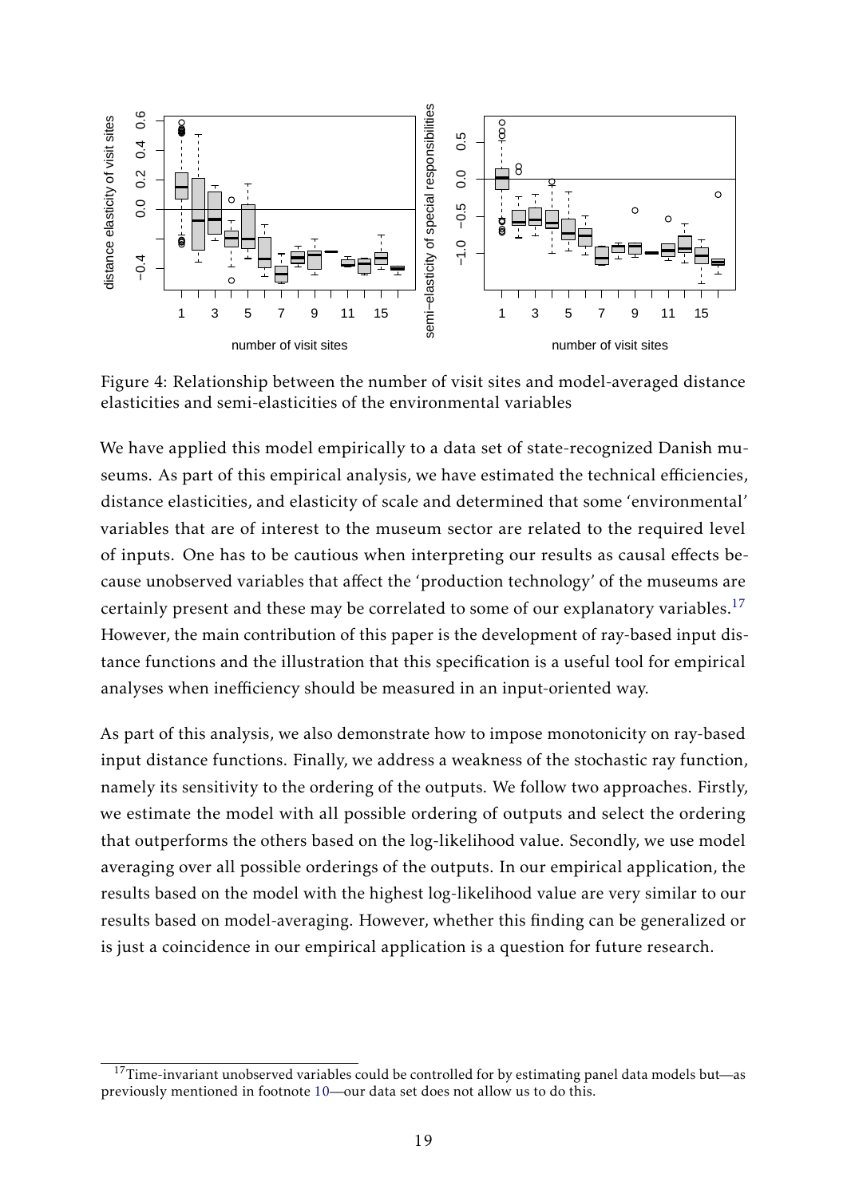Figure 4: Relationship between the number of visit sites and model-averaged distance elasticities and semi-elasticities of the environmental variables

We have applied this model empirically to a data set of state-recognized Danish museums. As part of this empirical analysis, we have estimated the technical efficiencies, distance elasticities, and elasticity of scale and determined that some 'environmental' variables that are of interest to the museum sector are related to the required level of inputs. One has to be cautious when interpreting our results as causal effects because unobserved variables that affect the 'production technology' of the museums are certainly present and these may be correlated to some of our explanatory variables.[17] However, the main contribution of this paper is the development of ray-based input distance functions and the illustration that this specification is a useful tool for empirical analyses when inefficiency should be measured in an input-oriented way.

As part of this analysis, we also demonstrate how to impose monotonicity on ray-based input distance functions. Finally, we address a weakness of the stochastic ray function, namely its sensitivity to the ordering of the outputs. We follow two approaches. Firstly, we estimate the model with all possible ordering of outputs and select the ordering that outperforms the others based on the log-likelihood value. Secondly, we use model averaging over all possible orderings of the outputs. In our empirical application, the results based on the model with the highest log-likelihood value are very similar to our results based on model-averaging. However, whether this finding can be generalized or is just a coincidence in our empirical application is a question for future research.

[17] Time-invariant unobserved variables could be controlled for by estimating panel data models but—as previously mentioned in footnote 10—our data set does not allow us to do this.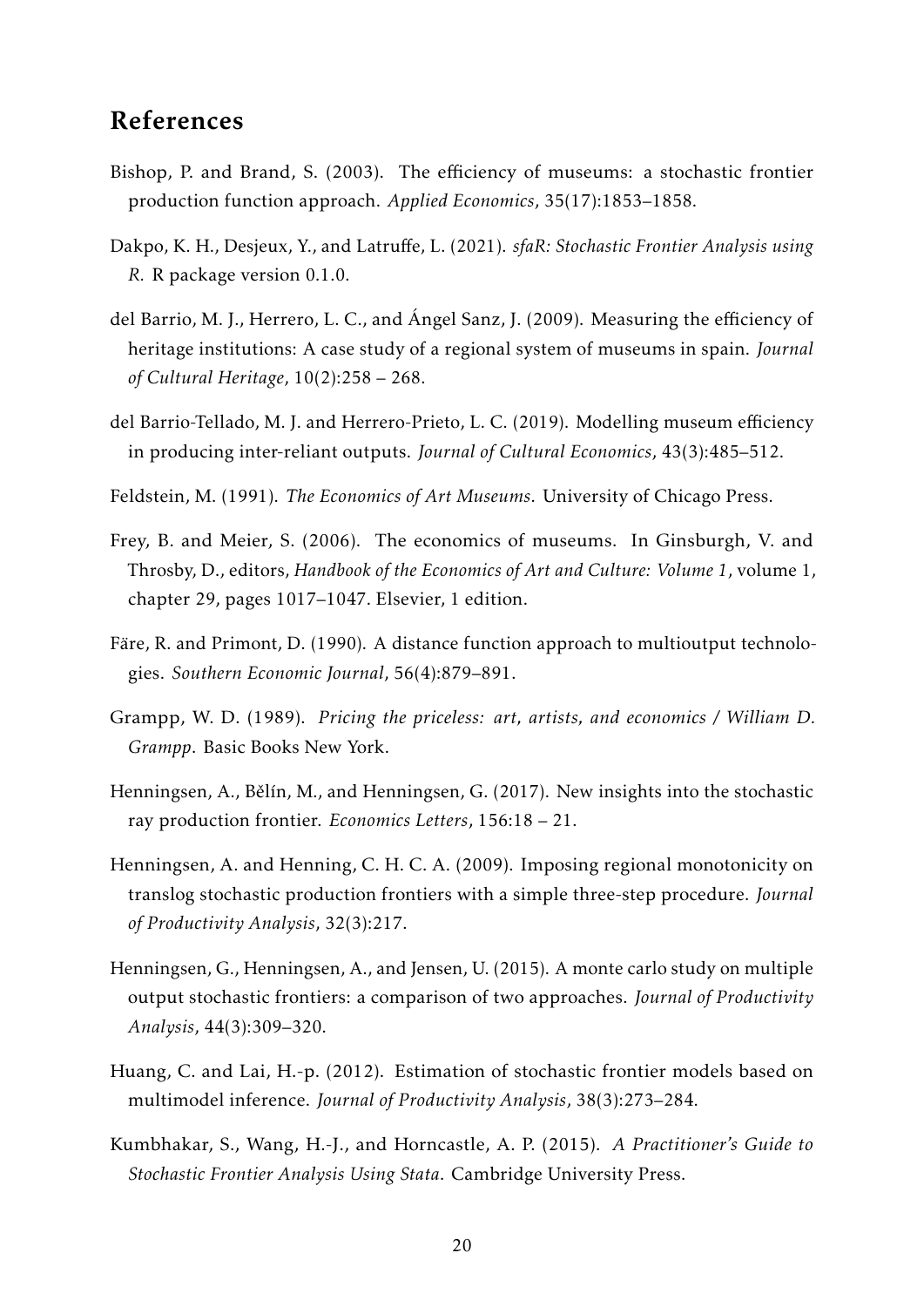## References

Bishop, P. and Brand, S. (2003). The efficiency of museums: a stochastic frontier production function approach. *Applied Economics*, 35(17):1853–1858.

Dakpo, K. H., Desjeux, Y., and Latruffe, L. (2021). *sfaR: Stochastic Frontier Analysis using R*. R package version 0.1.0.

del Barrio, M. J., Herrero, L. C., and Ángel Sanz, J. (2009). Measuring the efficiency of heritage institutions: A case study of a regional system of museums in spain. *Journal of Cultural Heritage*, 10(2):258 – 268.

del Barrio-Tellado, M. J. and Herrero-Prieto, L. C. (2019). Modelling museum efficiency in producing inter-reliant outputs. *Journal of Cultural Economics*, 43(3):485–512.

Feldstein, M. (1991). *The Economics of Art Museums*. University of Chicago Press.

Frey, B. and Meier, S. (2006). The economics of museums. In Ginsburgh, V. and Throsby, D., editors, *Handbook of the Economics of Art and Culture: Volume 1*, volume 1, chapter 29, pages 1017–1047. Elsevier, 1 edition.

Färe, R. and Primont, D. (1990). A distance function approach to multioutput technologies. *Southern Economic Journal*, 56(4):879–891.

Grampp, W. D. (1989). *Pricing the priceless: art, artists, and economics / William D. Grampp*. Basic Books New York.

Henningsen, A., Bělín, M., and Henningsen, G. (2017). New insights into the stochastic ray production frontier. *Economics Letters*, 156:18 – 21.

Henningsen, A. and Henning, C. H. C. A. (2009). Imposing regional monotonicity on translog stochastic production frontiers with a simple three-step procedure. *Journal of Productivity Analysis*, 32(3):217.

Henningsen, G., Henningsen, A., and Jensen, U. (2015). A monte carlo study on multiple output stochastic frontiers: a comparison of two approaches. *Journal of Productivity Analysis*, 44(3):309–320.

Huang, C. and Lai, H.-p. (2012). Estimation of stochastic frontier models based on multimodel inference. *Journal of Productivity Analysis*, 38(3):273–284.

Kumbhakar, S., Wang, H.-J., and Horncastle, A. P. (2015). *A Practitioner's Guide to Stochastic Frontier Analysis Using Stata*. Cambridge University Press.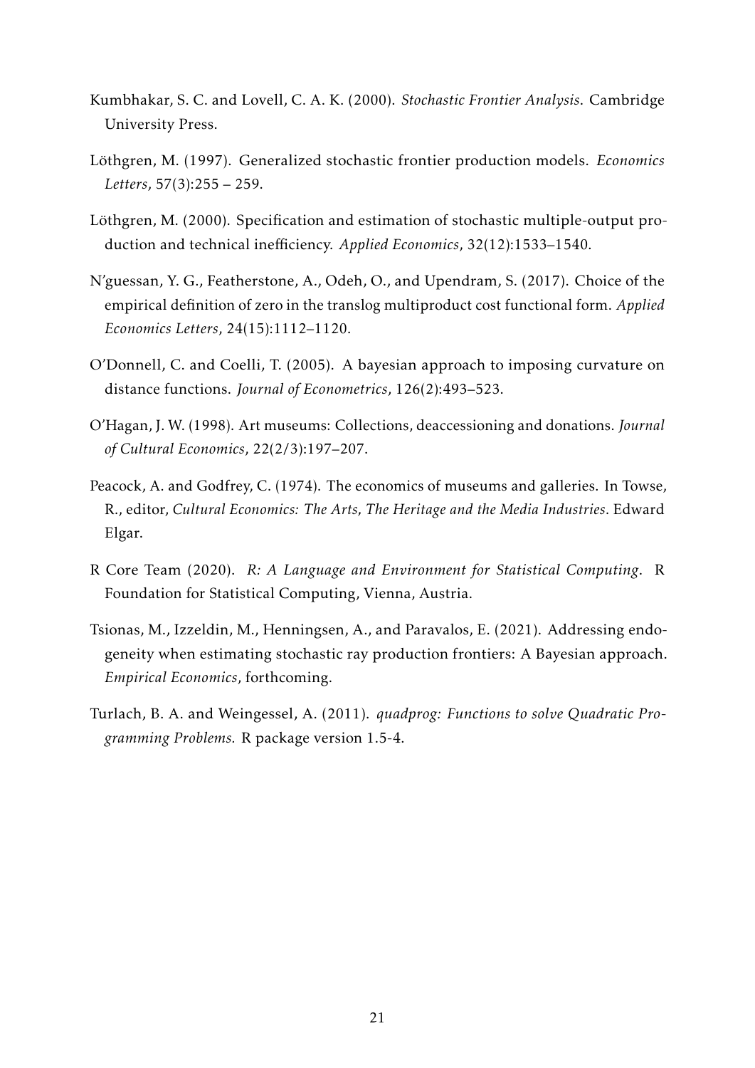Kumbhakar, S. C. and Lovell, C. A. K. (2000). *Stochastic Frontier Analysis*. Cambridge University Press.

Löthgren, M. (1997). Generalized stochastic frontier production models. *Economics Letters*, 57(3):255 – 259.

Löthgren, M. (2000). Specification and estimation of stochastic multiple-output production and technical inefficiency. *Applied Economics*, 32(12):1533–1540.

N'guessan, Y. G., Featherstone, A., Odeh, O., and Upendram, S. (2017). Choice of the empirical definition of zero in the translog multiproduct cost functional form. *Applied Economics Letters*, 24(15):1112–1120.

O'Donnell, C. and Coelli, T. (2005). A bayesian approach to imposing curvature on distance functions. *Journal of Econometrics*, 126(2):493–523.

O'Hagan, J. W. (1998). Art museums: Collections, deaccessioning and donations. *Journal of Cultural Economics*, 22(2/3):197–207.

Peacock, A. and Godfrey, C. (1974). The economics of museums and galleries. In Towse, R., editor, *Cultural Economics: The Arts, The Heritage and the Media Industries*. Edward Elgar.

R Core Team (2020). *R: A Language and Environment for Statistical Computing*. R Foundation for Statistical Computing, Vienna, Austria.

Tsionas, M., Izzeldin, M., Henningsen, A., and Paravalos, E. (2021). Addressing endogeneity when estimating stochastic ray production frontiers: A Bayesian approach. *Empirical Economics*, forthcoming.

Turlach, B. A. and Weingessel, A. (2011). *quadprog: Functions to solve Quadratic Programming Problems.* R package version 1.5-4.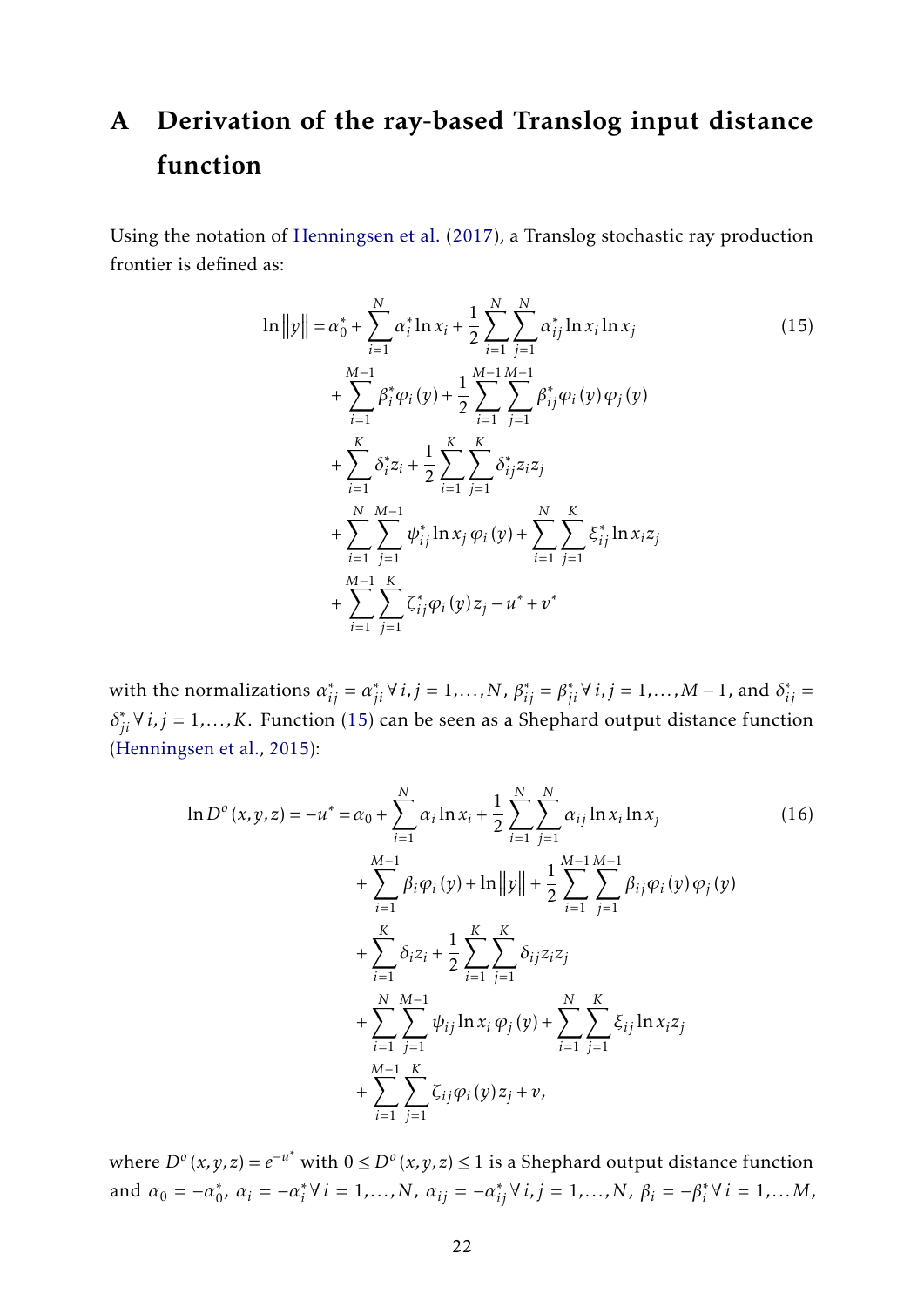# A Derivation of the ray-based Translog input distance function

Using the notation of Henningsen et al. (2017), a Translog stochastic ray production frontier is defined as:

$$
\begin{aligned}
\ln\|y\| = \alpha_0^* &+ \sum_{i=1}^{N} \alpha_i^* \ln x_i + \frac{1}{2}\sum_{i=1}^{N}\sum_{j=1}^{N} \alpha_{ij}^* \ln x_i \ln x_j \\
&+ \sum_{i=1}^{M-1} \beta_i^* \varphi_i(y) + \frac{1}{2}\sum_{i=1}^{M-1}\sum_{j=1}^{M-1} \beta_{ij}^* \varphi_i(y)\varphi_j(y) \\
&+ \sum_{i=1}^{K} \delta_i^* z_i + \frac{1}{2}\sum_{i=1}^{K}\sum_{j=1}^{K} \delta_{ij}^* z_i z_j \\
&+ \sum_{i=1}^{N}\sum_{j=1}^{M-1} \psi_{ij}^* \ln x_j \, \varphi_i(y) + \sum_{i=1}^{N}\sum_{j=1}^{K} \xi_{ij}^* \ln x_i z_j \\
&+ \sum_{i=1}^{M-1}\sum_{j=1}^{K} \zeta_{ij}^* \varphi_i(y) z_j - u^* + v^*
\end{aligned}
\tag{15}
$$

with the normalizations $\alpha_{ij}^* = \alpha_{ji}^* \, \forall \, i,j = 1,\ldots,N$, $\beta_{ij}^* = \beta_{ji}^* \, \forall \, i,j = 1,\ldots,M-1$, and $\delta_{ij}^* = \delta_{ji}^* \, \forall \, i,j = 1,\ldots,K$. Function (15) can be seen as a Shephard output distance function (Henningsen et al., 2015):

$$
\begin{aligned}
\ln D^o(x,y,z) = -u^* = \alpha_0 &+ \sum_{i=1}^{N} \alpha_i \ln x_i + \frac{1}{2}\sum_{i=1}^{N}\sum_{j=1}^{N} \alpha_{ij} \ln x_i \ln x_j \\
&+ \sum_{i=1}^{M-1} \beta_i \varphi_i(y) + \ln\|y\| + \frac{1}{2}\sum_{i=1}^{M-1}\sum_{j=1}^{M-1} \beta_{ij} \varphi_i(y)\varphi_j(y) \\
&+ \sum_{i=1}^{K} \delta_i z_i + \frac{1}{2}\sum_{i=1}^{K}\sum_{j=1}^{K} \delta_{ij} z_i z_j \\
&+ \sum_{i=1}^{N}\sum_{j=1}^{M-1} \psi_{ij} \ln x_i \, \varphi_j(y) + \sum_{i=1}^{N}\sum_{j=1}^{K} \xi_{ij} \ln x_i z_j \\
&+ \sum_{i=1}^{M-1}\sum_{j=1}^{K} \zeta_{ij} \varphi_i(y) z_j + v,
\end{aligned}
\tag{16}
$$

where $D^o(x,y,z) = e^{-u^*}$ with $0 \leq D^o(x,y,z) \leq 1$ is a Shephard output distance function and $\alpha_0 = -\alpha_0^*$, $\alpha_i = -\alpha_i^* \, \forall \, i = 1,\ldots,N$, $\alpha_{ij} = -\alpha_{ij}^* \, \forall \, i,j = 1,\ldots,N$, $\beta_i = -\beta_i^* \, \forall \, i = 1,\ldots M$,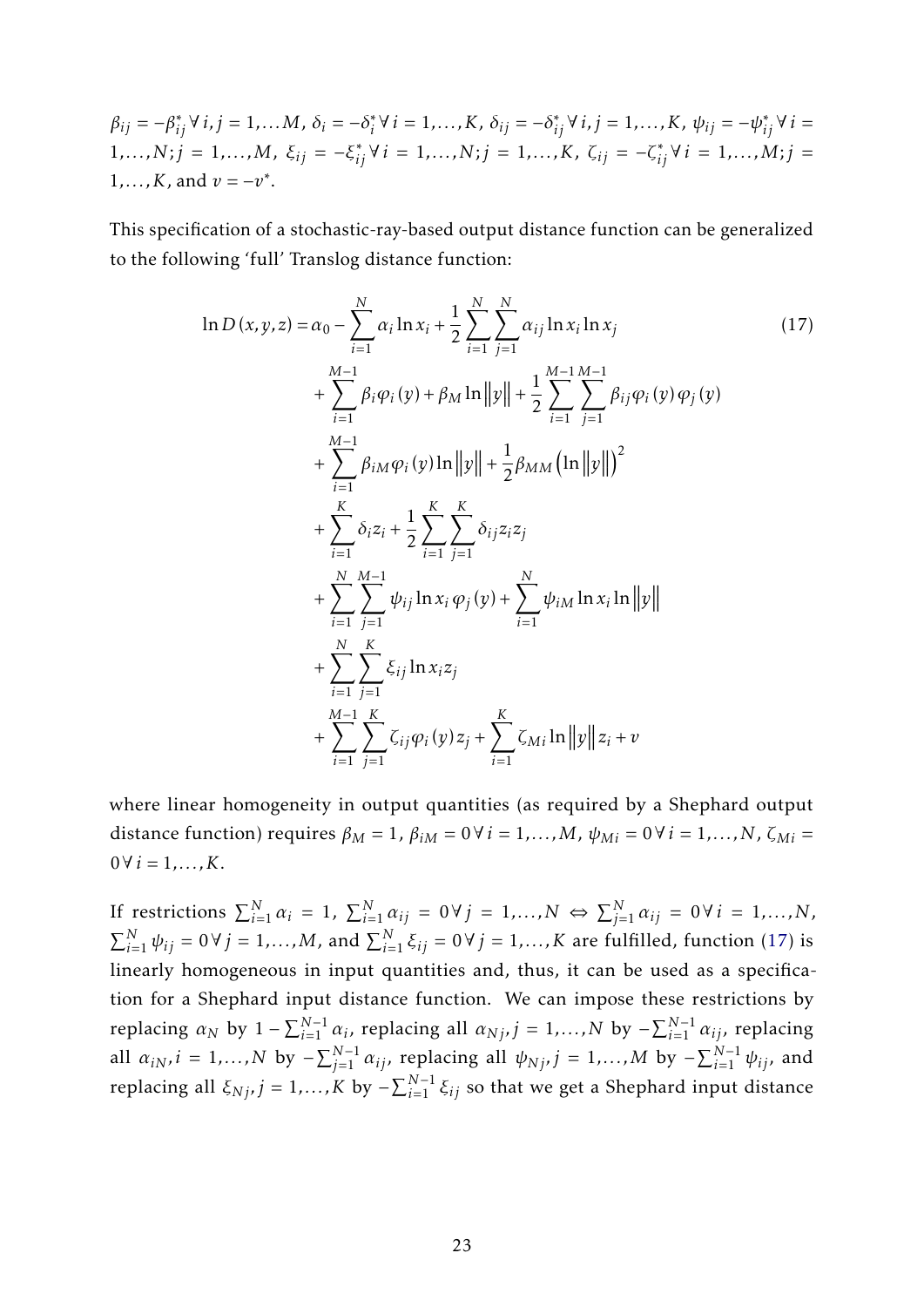$\beta_{ij} = -\beta^*_{ij} \,\forall\, i,j = 1,\ldots M$, $\delta_i = -\delta^*_i \,\forall\, i = 1,\ldots,K$, $\delta_{ij} = -\delta^*_{ij} \,\forall\, i,j = 1,\ldots,K$, $\psi_{ij} = -\psi^*_{ij} \,\forall\, i = 1,\ldots,N; j = 1,\ldots,M$, $\xi_{ij} = -\xi^*_{ij} \,\forall\, i = 1,\ldots,N; j = 1,\ldots,K$, $\zeta_{ij} = -\zeta^*_{ij} \,\forall\, i = 1,\ldots,M; j = 1,\ldots,K$, and $v = -v^*$.

This specification of a stochastic-ray-based output distance function can be generalized to the following 'full' Translog distance function:

$$
\begin{aligned}
\ln D(x,y,z) = \alpha_0 &- \sum_{i=1}^{N} \alpha_i \ln x_i + \frac{1}{2} \sum_{i=1}^{N} \sum_{j=1}^{N} \alpha_{ij} \ln x_i \ln x_j \\
&+ \sum_{i=1}^{M-1} \beta_i \varphi_i(y) + \beta_M \ln \|y\| + \frac{1}{2} \sum_{i=1}^{M-1} \sum_{j=1}^{M-1} \beta_{ij} \varphi_i(y) \varphi_j(y) \\
&+ \sum_{i=1}^{M-1} \beta_{iM} \varphi_i(y) \ln \|y\| + \frac{1}{2} \beta_{MM} \left(\ln \|y\|\right)^2 \\
&+ \sum_{i=1}^{K} \delta_i z_i + \frac{1}{2} \sum_{i=1}^{K} \sum_{j=1}^{K} \delta_{ij} z_i z_j \\
&+ \sum_{i=1}^{N} \sum_{j=1}^{M-1} \psi_{ij} \ln x_i \, \varphi_j(y) + \sum_{i=1}^{N} \psi_{iM} \ln x_i \ln \|y\| \\
&+ \sum_{i=1}^{N} \sum_{j=1}^{K} \xi_{ij} \ln x_i z_j \\
&+ \sum_{i=1}^{M-1} \sum_{j=1}^{K} \zeta_{ij} \varphi_i(y) z_j + \sum_{i=1}^{K} \zeta_{Mi} \ln \|y\| z_i + v
\end{aligned}
\tag{17}
$$

where linear homogeneity in output quantities (as required by a Shephard output distance function) requires $\beta_M = 1$, $\beta_{iM} = 0 \,\forall\, i = 1,\ldots,M$, $\psi_{Mi} = 0 \,\forall\, i = 1,\ldots,N$, $\zeta_{Mi} = 0 \,\forall\, i = 1,\ldots,K$.

If restrictions $\sum_{i=1}^{N} \alpha_i = 1$, $\sum_{i=1}^{N} \alpha_{ij} = 0 \,\forall\, j = 1,\ldots,N \Leftrightarrow \sum_{j=1}^{N} \alpha_{ij} = 0 \,\forall\, i = 1,\ldots,N$, $\sum_{i=1}^{N} \psi_{ij} = 0 \,\forall\, j = 1,\ldots,M$, and $\sum_{i=1}^{N} \xi_{ij} = 0 \,\forall\, j = 1,\ldots,K$ are fulfilled, function (17) is linearly homogeneous in input quantities and, thus, it can be used as a specification for a Shephard input distance function. We can impose these restrictions by replacing $\alpha_N$ by $1 - \sum_{i=1}^{N-1} \alpha_i$, replacing all $\alpha_{Nj}, j = 1,\ldots,N$ by $-\sum_{i=1}^{N-1} \alpha_{ij}$, replacing all $\alpha_{iN}, i = 1,\ldots,N$ by $-\sum_{j=1}^{N-1} \alpha_{ij}$, replacing all $\psi_{Nj}, j = 1,\ldots,M$ by $-\sum_{i=1}^{N-1} \psi_{ij}$, and replacing all $\xi_{Nj}, j = 1,\ldots,K$ by $-\sum_{i=1}^{N-1} \xi_{ij}$ so that we get a Shephard input distance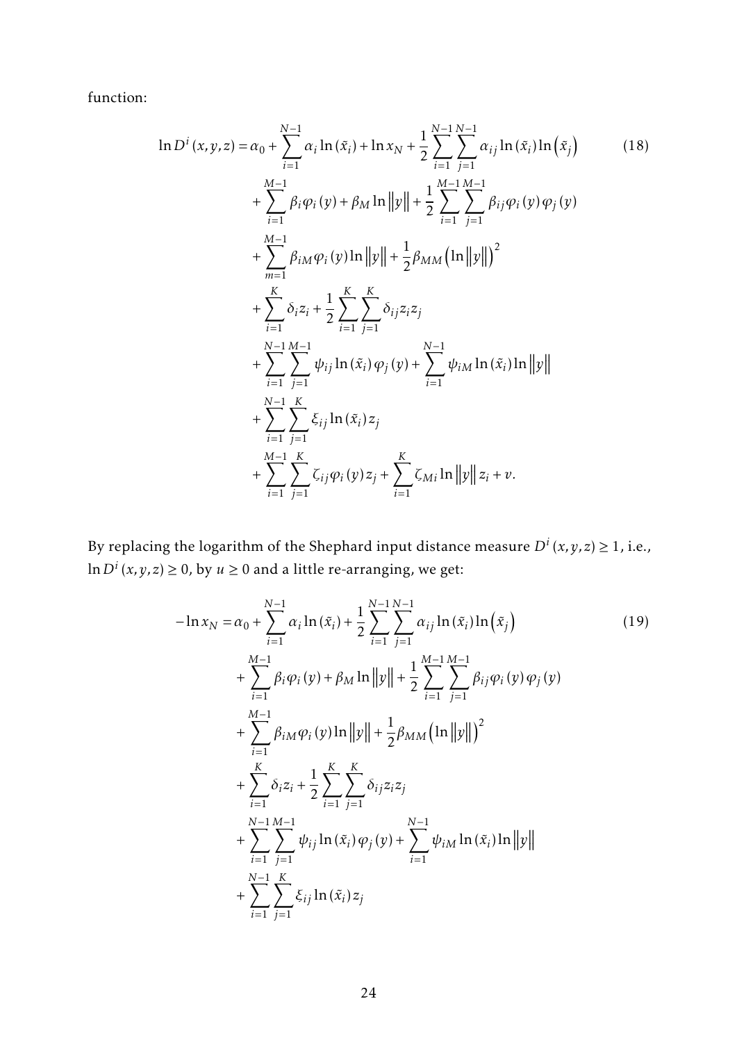function:

$$
\begin{aligned}
\ln D^{i}(x,y,z) = {} & \alpha_0 + \sum_{i=1}^{N-1} \alpha_i \ln(\tilde{x}_i) + \ln x_N + \frac{1}{2}\sum_{i=1}^{N-1}\sum_{j=1}^{N-1} \alpha_{ij} \ln(\tilde{x}_i)\ln\left(\tilde{x}_j\right) \\
& + \sum_{i=1}^{M-1} \beta_i \varphi_i(y) + \beta_M \ln\left\|y\right\| + \frac{1}{2}\sum_{i=1}^{M-1}\sum_{j=1}^{M-1} \beta_{ij}\varphi_i(y)\varphi_j(y) \\
& + \sum_{m=1}^{M-1} \beta_{iM}\varphi_i(y)\ln\left\|y\right\| + \frac{1}{2}\beta_{MM}\left(\ln\left\|y\right\|\right)^2 \\
& + \sum_{i=1}^{K} \delta_i z_i + \frac{1}{2}\sum_{i=1}^{K}\sum_{j=1}^{K} \delta_{ij} z_i z_j \\
& + \sum_{i=1}^{N-1}\sum_{j=1}^{M-1} \psi_{ij} \ln(\tilde{x}_i)\varphi_j(y) + \sum_{i=1}^{N-1} \psi_{iM} \ln(\tilde{x}_i)\ln\left\|y\right\| \\
& + \sum_{i=1}^{N-1}\sum_{j=1}^{K} \xi_{ij} \ln(\tilde{x}_i) z_j \\
& + \sum_{i=1}^{M-1}\sum_{j=1}^{K} \zeta_{ij}\varphi_i(y) z_j + \sum_{i=1}^{K} \zeta_{Mi} \ln\left\|y\right\| z_i + v.
\end{aligned} \tag{18}
$$

By replacing the logarithm of the Shephard input distance measure $D^{i}(x,y,z) \geq 1$, i.e., $\ln D^{i}(x,y,z) \geq 0$, by $u \geq 0$ and a little re-arranging, we get:

$$
\begin{aligned}
-\ln x_N = {} & \alpha_0 + \sum_{i=1}^{N-1} \alpha_i \ln(\tilde{x}_i) + \frac{1}{2}\sum_{i=1}^{N-1}\sum_{j=1}^{N-1} \alpha_{ij} \ln(\tilde{x}_i)\ln\left(\tilde{x}_j\right) \\
& + \sum_{i=1}^{M-1} \beta_i \varphi_i(y) + \beta_M \ln\left\|y\right\| + \frac{1}{2}\sum_{i=1}^{M-1}\sum_{j=1}^{M-1} \beta_{ij}\varphi_i(y)\varphi_j(y) \\
& + \sum_{i=1}^{M-1} \beta_{iM}\varphi_i(y)\ln\left\|y\right\| + \frac{1}{2}\beta_{MM}\left(\ln\left\|y\right\|\right)^2 \\
& + \sum_{i=1}^{K} \delta_i z_i + \frac{1}{2}\sum_{i=1}^{K}\sum_{j=1}^{K} \delta_{ij} z_i z_j \\
& + \sum_{i=1}^{N-1}\sum_{j=1}^{M-1} \psi_{ij} \ln(\tilde{x}_i)\varphi_j(y) + \sum_{i=1}^{N-1} \psi_{iM} \ln(\tilde{x}_i)\ln\left\|y\right\| \\
& + \sum_{i=1}^{N-1}\sum_{j=1}^{K} \xi_{ij} \ln(\tilde{x}_i) z_j
\end{aligned} \tag{19}
$$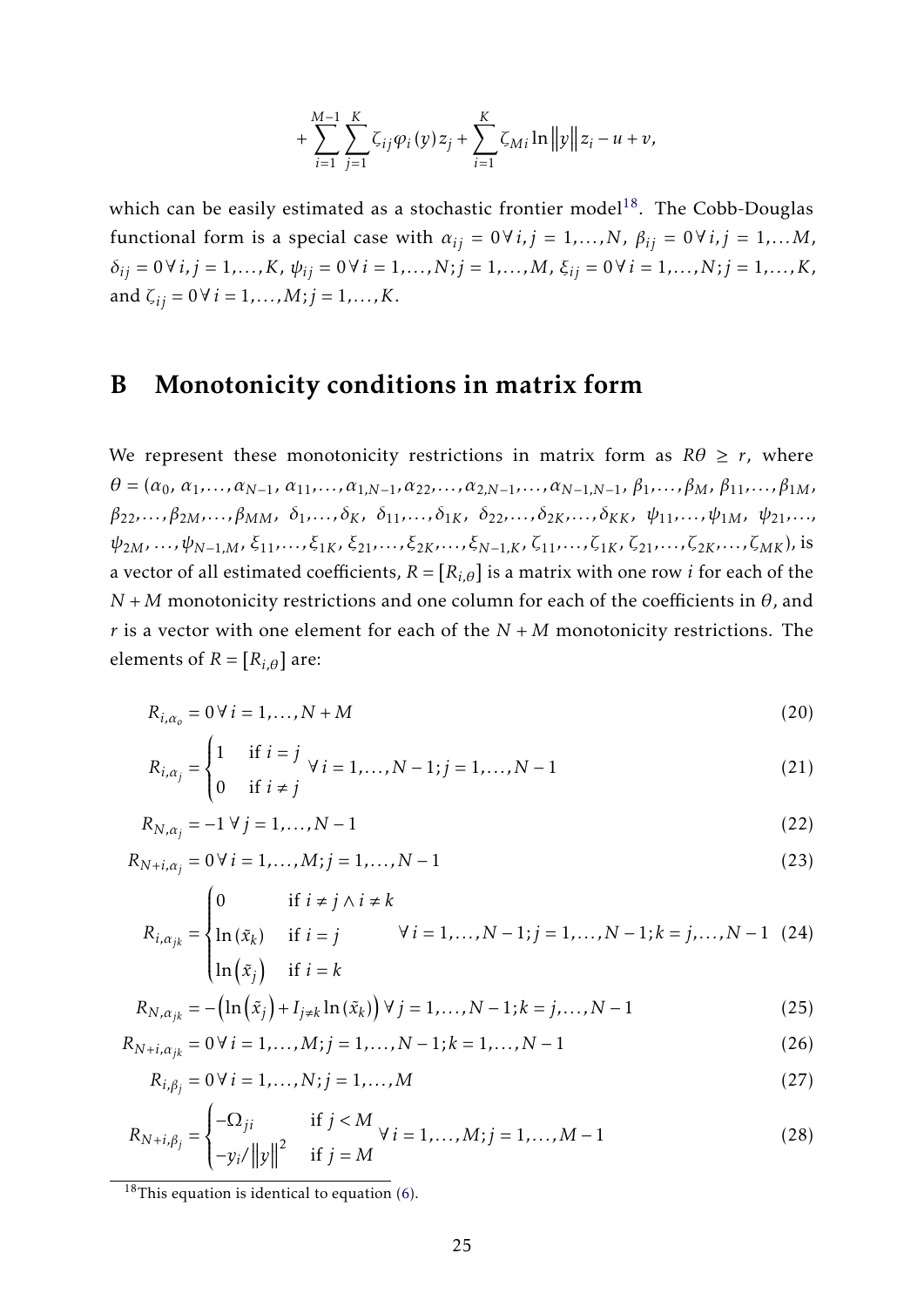$$+\sum_{i=1}^{M-1}\sum_{j=1}^{K}\zeta_{ij}\varphi_i(y)z_j+\sum_{i=1}^{K}\zeta_{Mi}\ln\|y\|z_i-u+v,$$

which can be easily estimated as a stochastic frontier model[18]. The Cobb-Douglas functional form is a special case with $\alpha_{ij}=0\,\forall\, i,j=1,\ldots,N$, $\beta_{ij}=0\,\forall\, i,j=1,\ldots M$, $\delta_{ij}=0\,\forall\, i,j=1,\ldots,K$, $\psi_{ij}=0\,\forall\, i=1,\ldots,N; j=1,\ldots,M$, $\xi_{ij}=0\,\forall\, i=1,\ldots,N; j=1,\ldots,K$, and $\zeta_{ij}=0\,\forall\, i=1,\ldots,M; j=1,\ldots,K$.

# B Monotonicity conditions in matrix form

We represent these monotonicity restrictions in matrix form as $R\theta\geq r$, where $\theta=(\alpha_0,\,\alpha_1,\ldots,\alpha_{N-1},\,\alpha_{11},\ldots,\alpha_{1,N-1},\alpha_{22},\ldots,\alpha_{2,N-1},\ldots,\alpha_{N-1,N-1},\,\beta_1,\ldots,\beta_M,\,\beta_{11},\ldots,\beta_{1M},\,\beta_{22},\ldots,\beta_{2M},\ldots,\beta_{MM},\,\delta_1,\ldots,\delta_K,\,\delta_{11},\ldots,\delta_{1K},\,\delta_{22},\ldots,\delta_{2K},\ldots,\delta_{KK},\,\psi_{11},\ldots,\psi_{1M},\,\psi_{21},\ldots,\psi_{2M},\ldots,\psi_{N-1,M},\,\xi_{11},\ldots,\xi_{1K},\,\xi_{21},\ldots,\xi_{2K},\ldots,\xi_{N-1,K},\,\zeta_{11},\ldots,\zeta_{1K},\,\zeta_{21},\ldots,\zeta_{2K},\ldots,\zeta_{MK})$, is a vector of all estimated coefficients, $R=[R_{i,\theta}]$ is a matrix with one row $i$ for each of the $N+M$ monotonicity restrictions and one column for each of the coefficients in $\theta$, and $r$ is a vector with one element for each of the $N+M$ monotonicity restrictions. The elements of $R=[R_{i,\theta}]$ are:

$$R_{i,\alpha_o}=0\,\forall\, i=1,\ldots,N+M \tag{20}$$

$$R_{i,\alpha_j}=\begin{cases}1 & \text{if } i=j\\ 0 & \text{if } i\neq j\end{cases}\;\forall\, i=1,\ldots,N-1; j=1,\ldots,N-1 \tag{21}$$

$$R_{N,\alpha_j}=-1\,\forall\, j=1,\ldots,N-1 \tag{22}$$

$$R_{N+i,\alpha_j}=0\,\forall\, i=1,\ldots,M; j=1,\ldots,N-1 \tag{23}$$

$$R_{i,\alpha_{jk}}=\begin{cases}0 & \text{if } i\neq j\wedge i\neq k\\ \ln(\tilde{x}_k) & \text{if } i=j\\ \ln(\tilde{x}_j) & \text{if } i=k\end{cases}\quad\forall\, i=1,\ldots,N-1; j=1,\ldots,N-1; k=j,\ldots,N-1 \tag{24}$$

$$R_{N,\alpha_{jk}}=-\left(\ln(\tilde{x}_j)+I_{j\neq k}\ln(\tilde{x}_k)\right)\forall\, j=1,\ldots,N-1; k=j,\ldots,N-1 \tag{25}$$

$$R_{N+i,\alpha_{jk}}=0\,\forall\, i=1,\ldots,M; j=1,\ldots,N-1; k=1,\ldots,N-1 \tag{26}$$

$$R_{i,\beta_j}=0\,\forall\, i=1,\ldots,N; j=1,\ldots,M \tag{27}$$

$$R_{N+i,\beta_j}=\begin{cases}-\Omega_{ji} & \text{if } j<M\\ -y_i/\|y\|^2 & \text{if } j=M\end{cases}\;\forall\, i=1,\ldots,M; j=1,\ldots,M-1 \tag{28}$$

[18] This equation is identical to equation (6).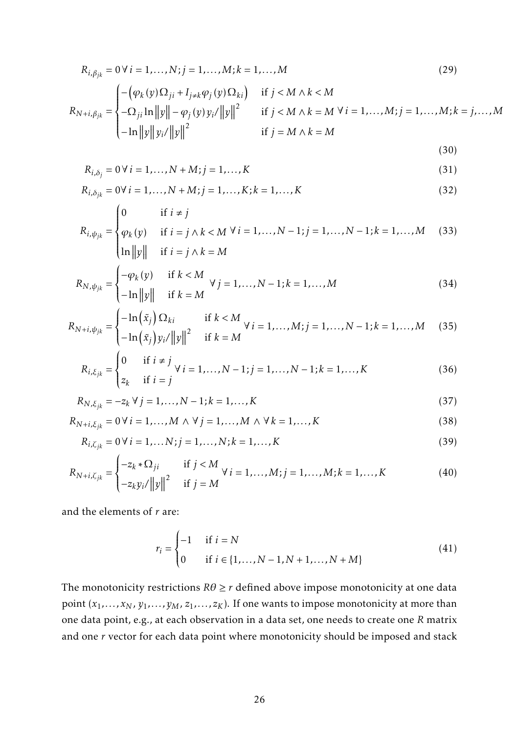$$R_{i,\beta_{jk}} = 0 \,\forall\, i = 1,\ldots,N; j = 1,\ldots,M; k = 1,\ldots,M \tag{29}$$

$$R_{N+i,\beta_{jk}} = \begin{cases} -\left(\varphi_k(y)\,\Omega_{ji} + I_{j\neq k}\varphi_j(y)\,\Omega_{ki}\right) & \text{if } j < M \wedge k < M \\ -\Omega_{ji}\ln\|y\| - \varphi_j(y)\,y_i/\|y\|^2 & \text{if } j < M \wedge k = M \\ -\ln\|y\|\,y_i/\|y\|^2 & \text{if } j = M \wedge k = M \end{cases} \forall\, i = 1,\ldots,M; j = 1,\ldots,M; k = j,\ldots,M \tag{30}$$

$$R_{i,\delta_j} = 0 \,\forall\, i = 1,\ldots,N+M; j = 1,\ldots,K \tag{31}$$

$$R_{i,\delta_{jk}} = 0 \forall\, i = 1,\ldots,N+M; j = 1,\ldots,K; k = 1,\ldots,K \tag{32}$$

$$R_{i,\psi_{jk}} = \begin{cases} 0 & \text{if } i \neq j \\ \varphi_k(y) & \text{if } i = j \wedge k < M \\ \ln\|y\| & \text{if } i = j \wedge k = M \end{cases} \forall\, i = 1,\ldots,N-1; j = 1,\ldots,N-1; k = 1,\ldots,M \tag{33}$$

$$R_{N,\psi_{jk}} = \begin{cases} -\varphi_k(y) & \text{if } k < M \\ -\ln\|y\| & \text{if } k = M \end{cases} \forall\, j = 1,\ldots,N-1; k = 1,\ldots,M \tag{34}$$

$$R_{N+i,\psi_{jk}} = \begin{cases} -\ln\left(\tilde{x}_j\right)\Omega_{ki} & \text{if } k < M \\ -\ln\left(\tilde{x}_j\right) y_i/\|y\|^2 & \text{if } k = M \end{cases} \forall\, i = 1,\ldots,M; j = 1,\ldots,N-1; k = 1,\ldots,M \tag{35}$$

$$R_{i,\xi_{jk}} = \begin{cases} 0 & \text{if } i \neq j \\ z_k & \text{if } i = j \end{cases} \forall\, i = 1,\ldots,N-1; j = 1,\ldots,N-1; k = 1,\ldots,K \tag{36}$$

$$R_{N,\xi_{jk}} = -z_k \,\forall\, j = 1,\ldots,N-1; k = 1,\ldots,K \tag{37}$$

$$R_{N+i,\xi_{jk}} = 0 \,\forall\, i = 1,\ldots,M \,\wedge\, \forall\, j = 1,\ldots,M \,\wedge\, \forall\, k = 1,\ldots,K \tag{38}$$

$$R_{i,\zeta_{jk}} = 0 \,\forall\, i = 1,\ldots N; j = 1,\ldots,N; k = 1,\ldots,K \tag{39}$$

$$R_{N+i,\zeta_{jk}} = \begin{cases} -z_k * \Omega_{ji} & \text{if } j < M \\ -z_k y_i/\|y\|^2 & \text{if } j = M \end{cases} \forall\, i = 1,\ldots,M; j = 1,\ldots,M; k = 1,\ldots,K \tag{40}$$

and the elements of $r$ are:

$$r_i = \begin{cases} -1 & \text{if } i = N \\ 0 & \text{if } i \in \{1,\ldots,N-1,N+1,\ldots,N+M\} \end{cases} \tag{41}$$

The monotonicity restrictions $R\theta \geq r$ defined above impose monotonicity at one data point $(x_1,\ldots,x_N, y_1,\ldots,y_M, z_1,\ldots,z_K)$. If one wants to impose monotonicity at more than one data point, e.g., at each observation in a data set, one needs to create one $R$ matrix and one $r$ vector for each data point where monotonicity should be imposed and stack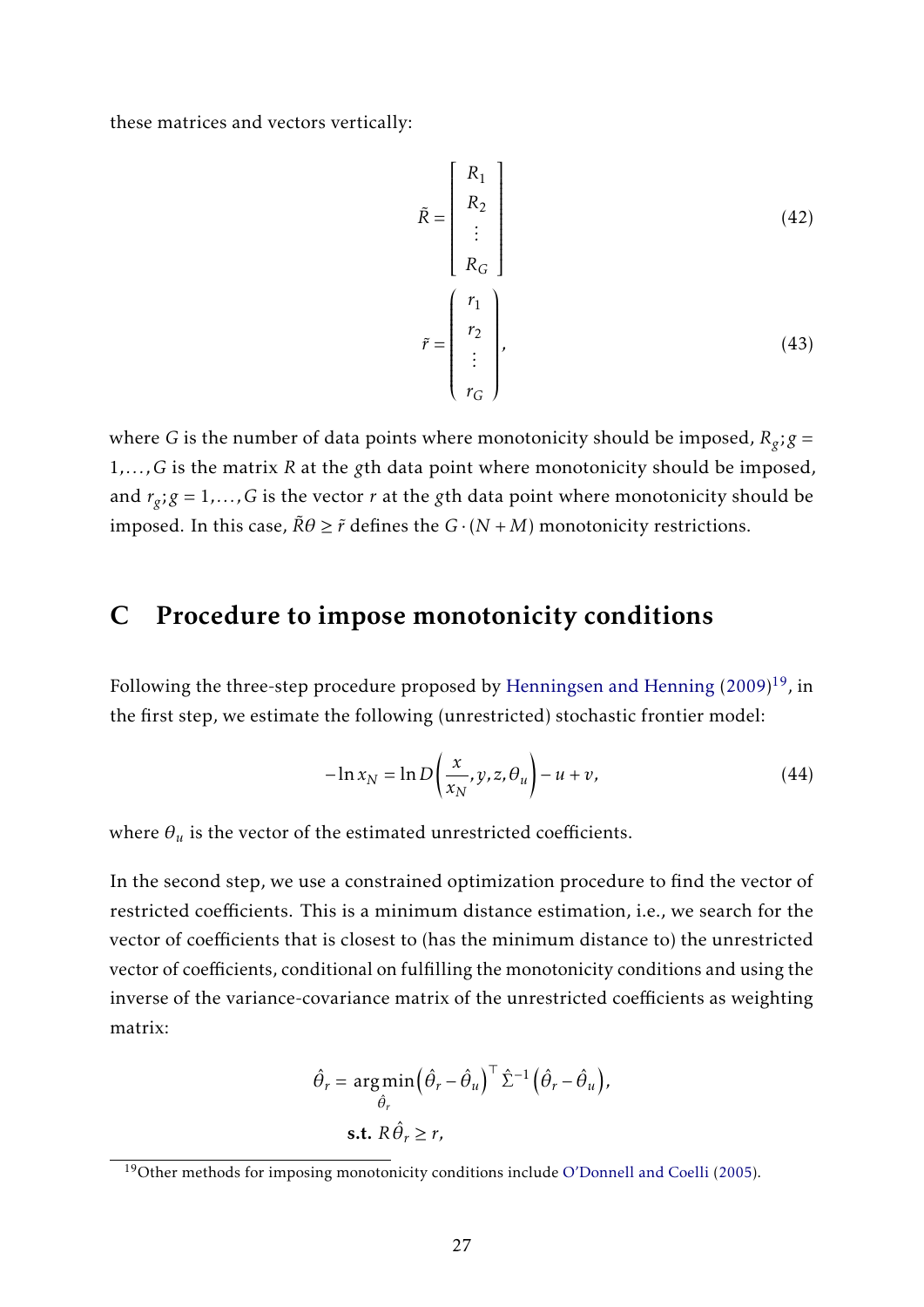these matrices and vectors vertically:

$$\tilde{R} = \begin{bmatrix} R_1 \\ R_2 \\ \vdots \\ R_G \end{bmatrix} \tag{42}$$

$$\tilde{r} = \begin{pmatrix} r_1 \\ r_2 \\ \vdots \\ r_G \end{pmatrix}, \tag{43}$$

where $G$ is the number of data points where monotonicity should be imposed, $R_g; g = 1, \ldots, G$ is the matrix $R$ at the $g$th data point where monotonicity should be imposed, and $r_g; g = 1, \ldots, G$ is the vector $r$ at the $g$th data point where monotonicity should be imposed. In this case, $\tilde{R}\theta \geq \tilde{r}$ defines the $G \cdot (N + M)$ monotonicity restrictions.

# C Procedure to impose monotonicity conditions

Following the three-step procedure proposed by Henningsen and Henning (2009)[19], in the first step, we estimate the following (unrestricted) stochastic frontier model:

$$-\ln x_N = \ln D\left(\frac{x}{x_N}, y, z, \theta_u\right) - u + v, \tag{44}$$

where $\theta_u$ is the vector of the estimated unrestricted coefficients.

In the second step, we use a constrained optimization procedure to find the vector of restricted coefficients. This is a minimum distance estimation, i.e., we search for the vector of coefficients that is closest to (has the minimum distance to) the unrestricted vector of coefficients, conditional on fulfilling the monotonicity conditions and using the inverse of the variance-covariance matrix of the unrestricted coefficients as weighting matrix:

$$\hat{\theta}_r = \underset{\hat{\theta}_r}{\arg\min} \left(\hat{\theta}_r - \hat{\theta}_u\right)^\top \hat{\Sigma}^{-1} \left(\hat{\theta}_r - \hat{\theta}_u\right),$$
$$\textbf{s.t. } R\hat{\theta}_r \geq r,$$

[19] Other methods for imposing monotonicity conditions include O'Donnell and Coelli (2005).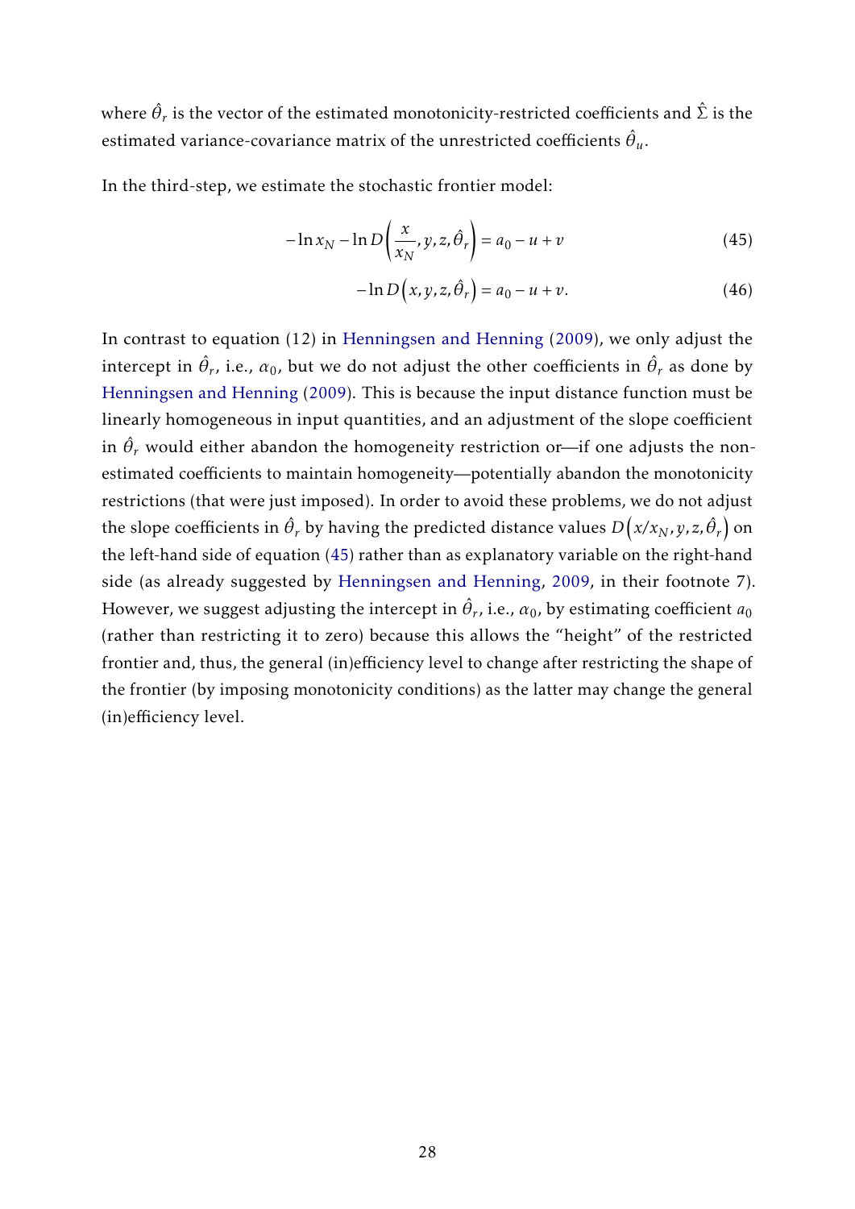where $\hat{\theta}_r$ is the vector of the estimated monotonicity-restricted coefficients and $\hat{\Sigma}$ is the estimated variance-covariance matrix of the unrestricted coefficients $\hat{\theta}_u$.

In the third-step, we estimate the stochastic frontier model:

$$-\ln x_N - \ln D\left(\frac{x}{x_N}, y, z, \hat{\theta}_r\right) = a_0 - u + v \tag{45}$$

$$-\ln D\left(x, y, z, \hat{\theta}_r\right) = a_0 - u + v. \tag{46}$$

In contrast to equation (12) in Henningsen and Henning (2009), we only adjust the intercept in $\hat{\theta}_r$, i.e., $\alpha_0$, but we do not adjust the other coefficients in $\hat{\theta}_r$ as done by Henningsen and Henning (2009). This is because the input distance function must be linearly homogeneous in input quantities, and an adjustment of the slope coefficient in $\hat{\theta}_r$ would either abandon the homogeneity restriction or—if one adjusts the non-estimated coefficients to maintain homogeneity—potentially abandon the monotonicity restrictions (that were just imposed). In order to avoid these problems, we do not adjust the slope coefficients in $\hat{\theta}_r$ by having the predicted distance values $D\left(x/x_N, y, z, \hat{\theta}_r\right)$ on the left-hand side of equation (45) rather than as explanatory variable on the right-hand side (as already suggested by Henningsen and Henning, 2009, in their footnote 7). However, we suggest adjusting the intercept in $\hat{\theta}_r$, i.e., $\alpha_0$, by estimating coefficient $a_0$ (rather than restricting it to zero) because this allows the "height" of the restricted frontier and, thus, the general (in)efficiency level to change after restricting the shape of the frontier (by imposing monotonicity conditions) as the latter may change the general (in)efficiency level.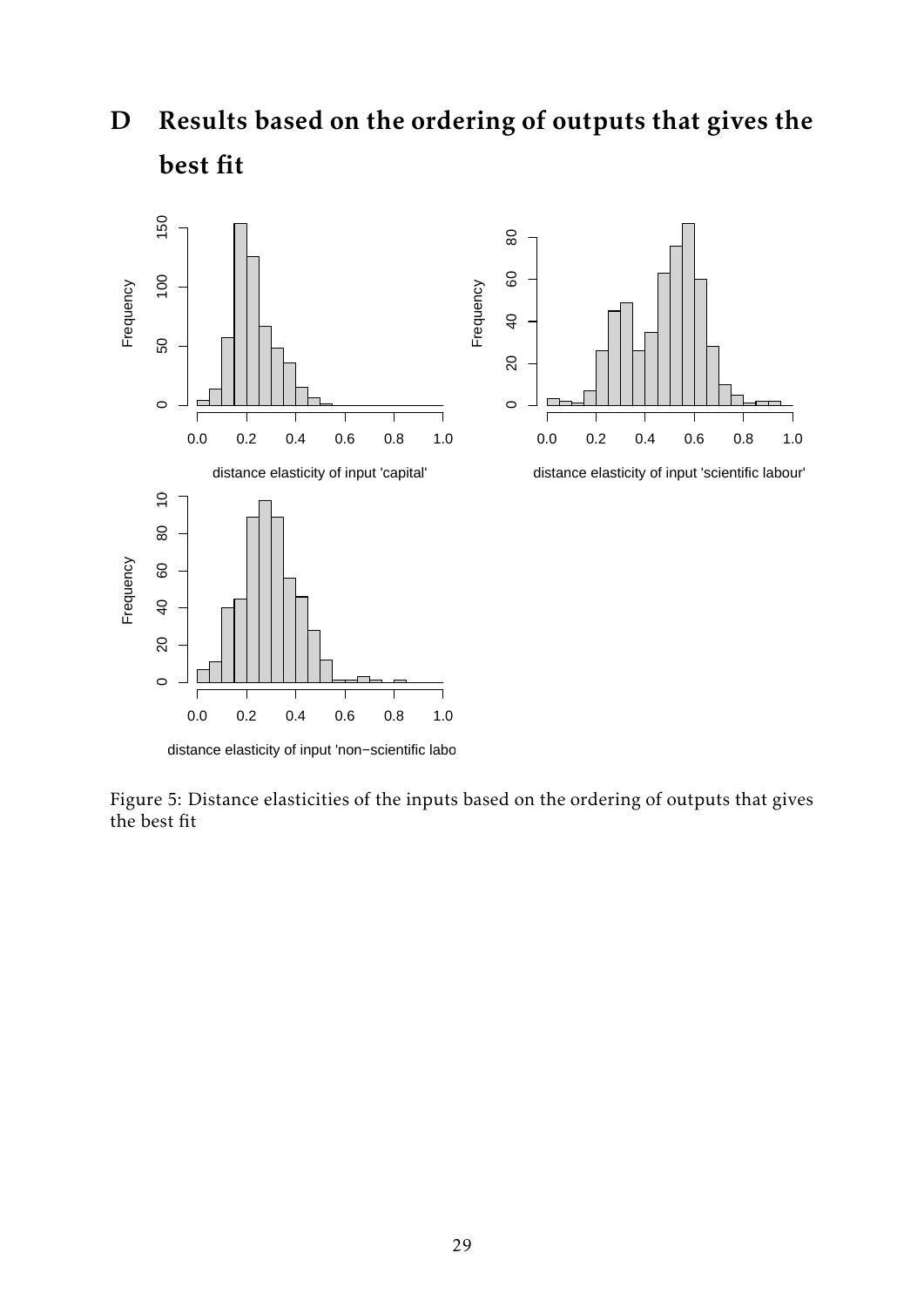# D Results based on the ordering of outputs that gives the best fit

Figure 5: Distance elasticities of the inputs based on the ordering of outputs that gives the best fit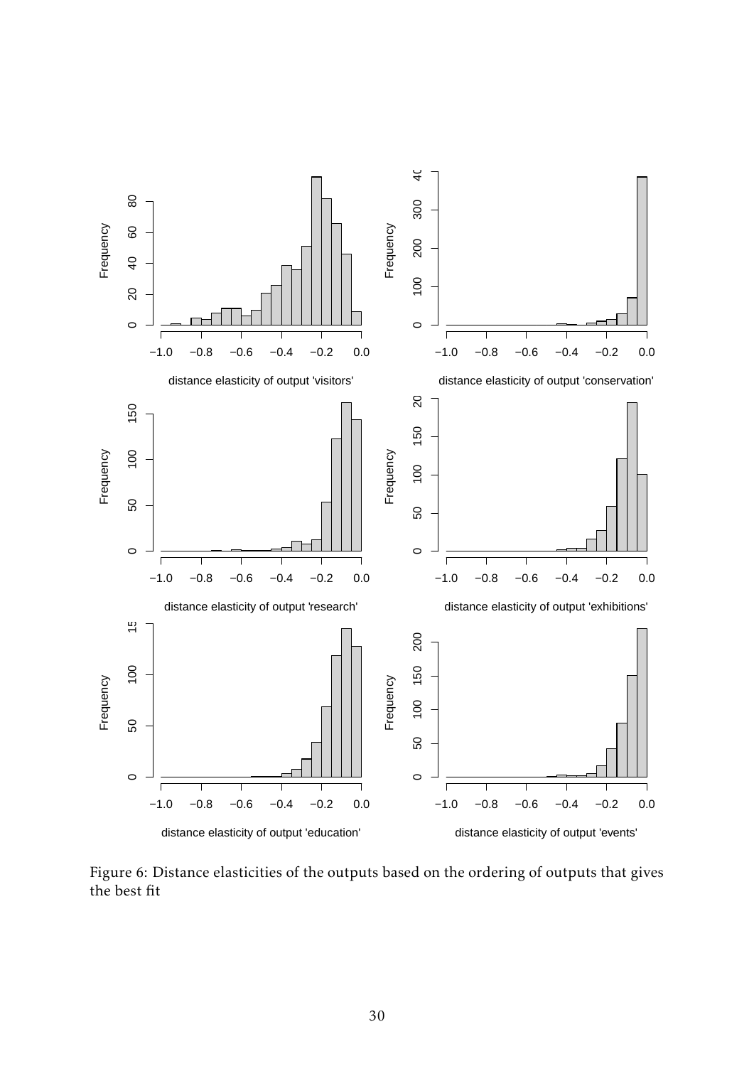Figure 6: Distance elasticities of the outputs based on the ordering of outputs that gives the best fit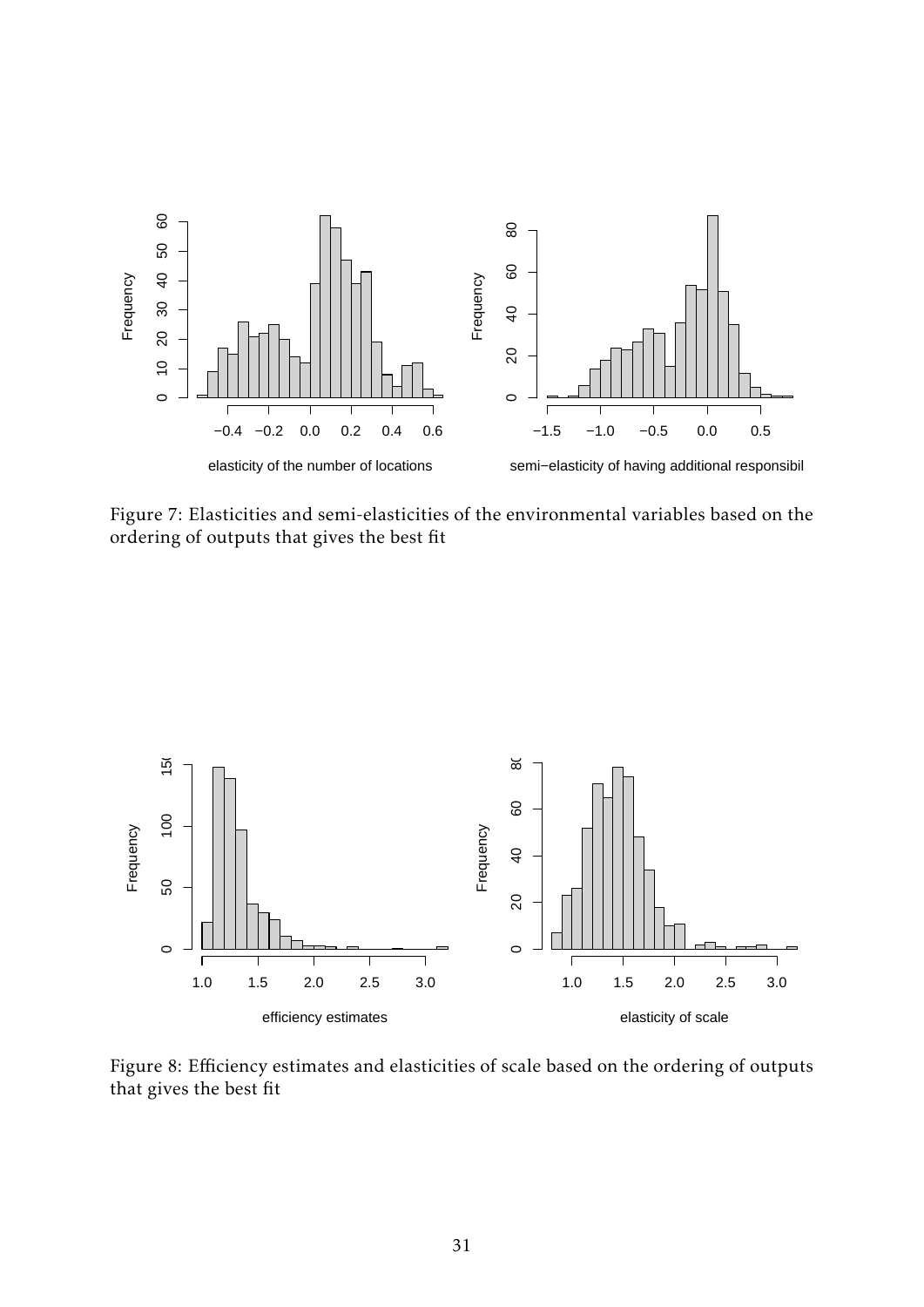Figure 7: Elasticities and semi-elasticities of the environmental variables based on the ordering of outputs that gives the best fit

Figure 8: Efficiency estimates and elasticities of scale based on the ordering of outputs that gives the best fit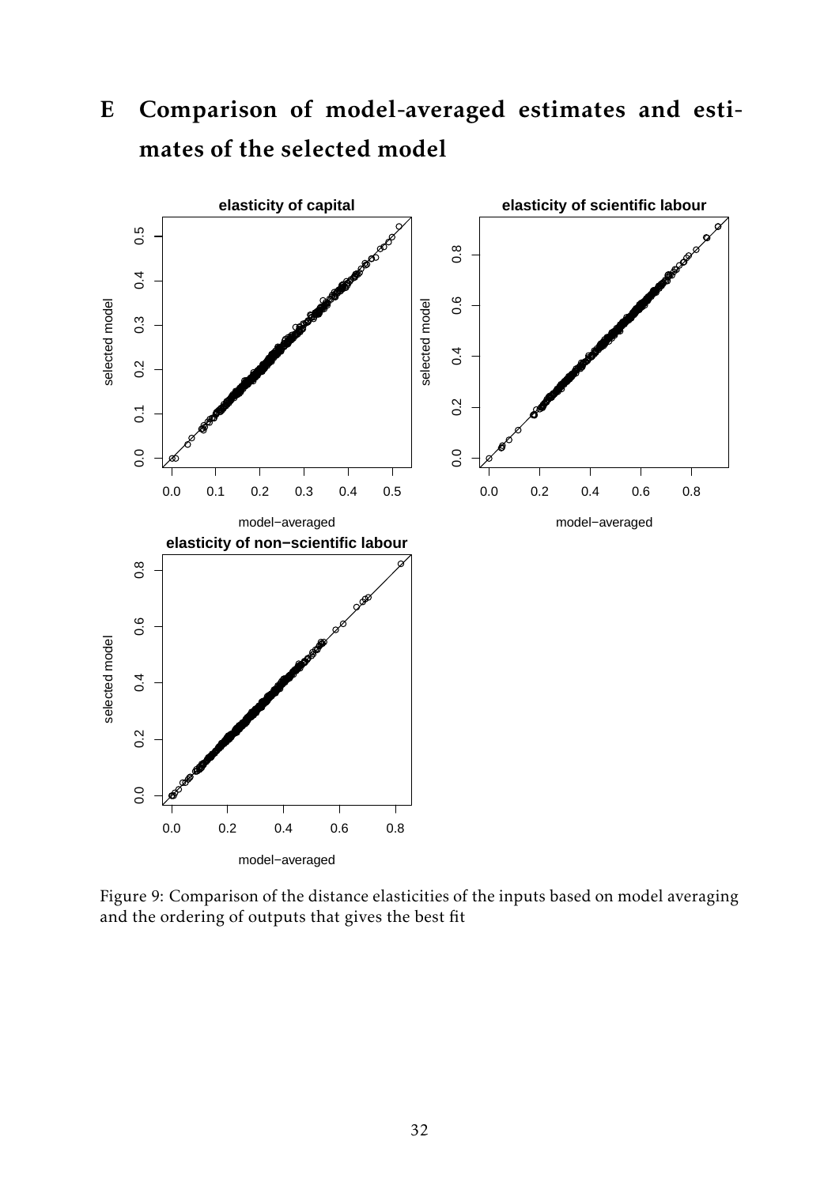# E Comparison of model-averaged estimates and estimates of the selected model

Figure 9: Comparison of the distance elasticities of the inputs based on model averaging and the ordering of outputs that gives the best fit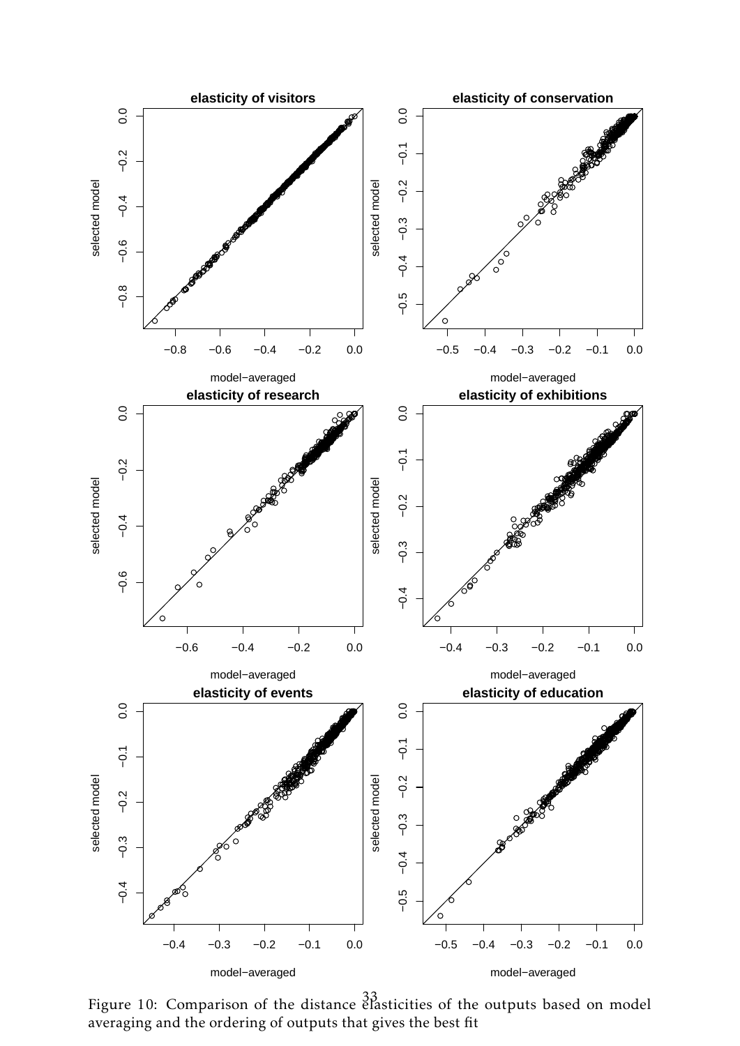Figure 10: Comparison of the distance elasticities of the outputs based on model averaging and the ordering of outputs that gives the best fit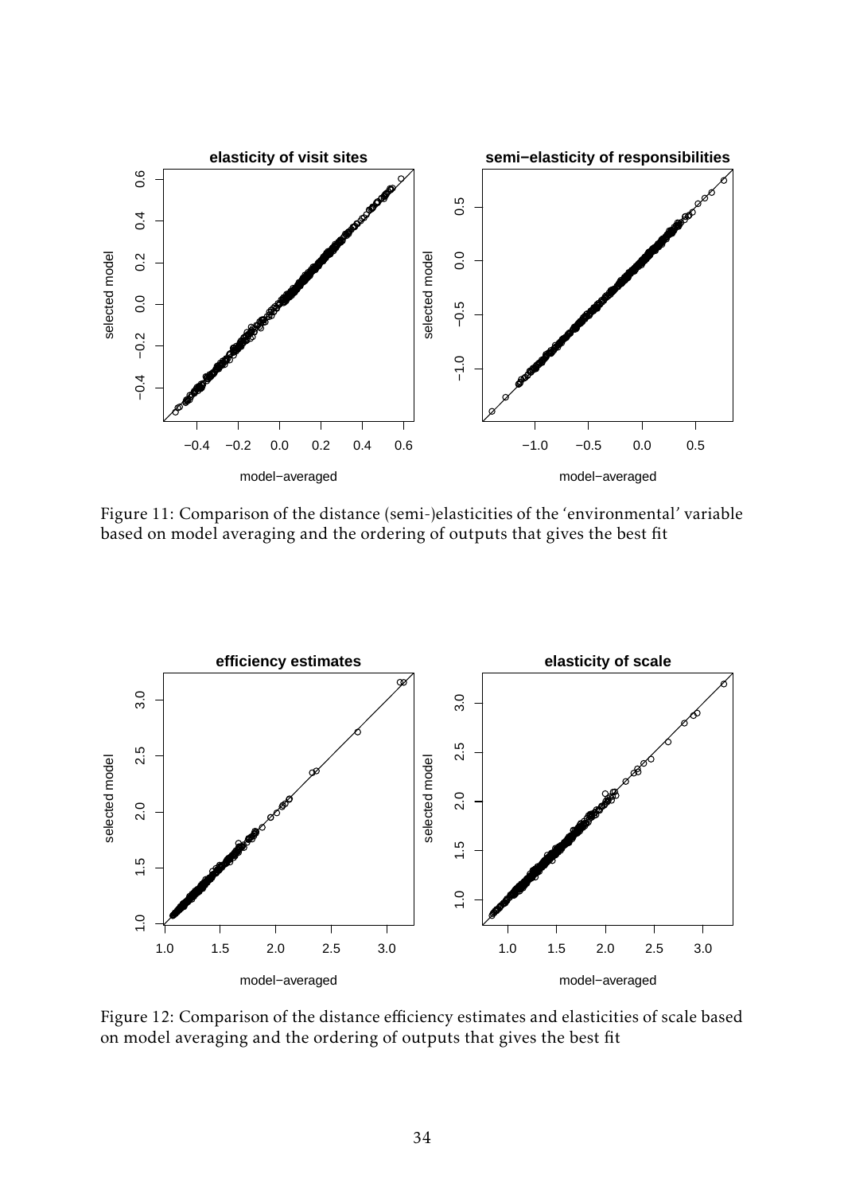Figure 11: Comparison of the distance (semi-)elasticities of the 'environmental' variable based on model averaging and the ordering of outputs that gives the best fit

Figure 12: Comparison of the distance efficiency estimates and elasticities of scale based on model averaging and the ordering of outputs that gives the best fit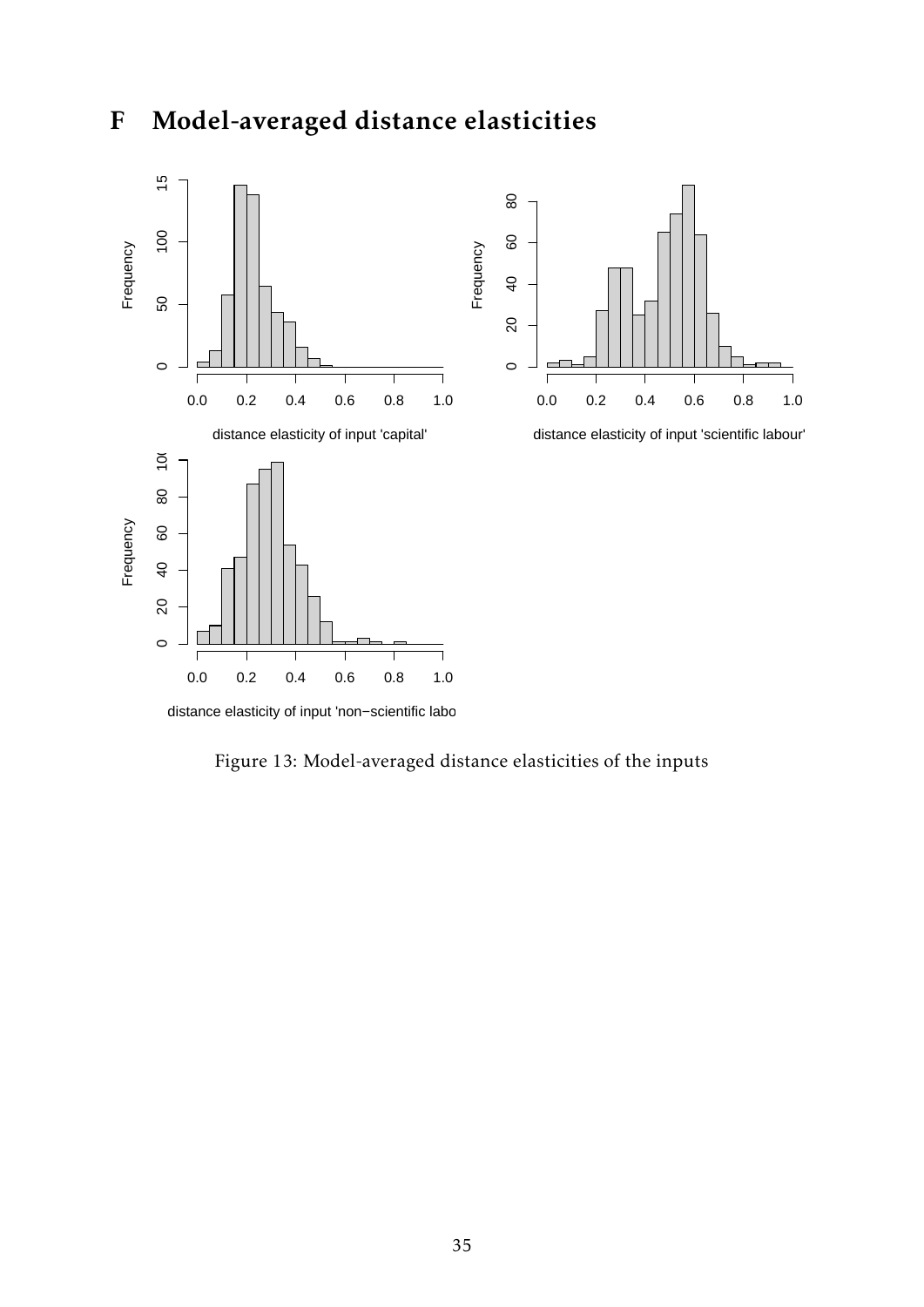# F Model-averaged distance elasticities

Figure 13: Model-averaged distance elasticities of the inputs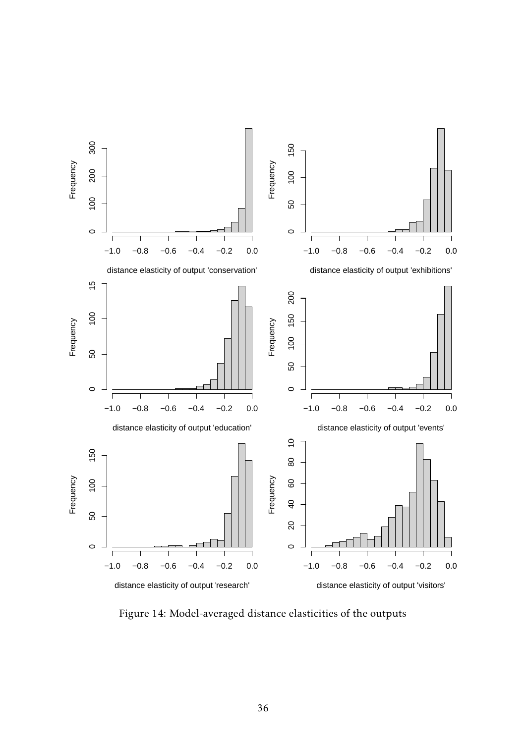Figure 14: Model-averaged distance elasticities of the outputs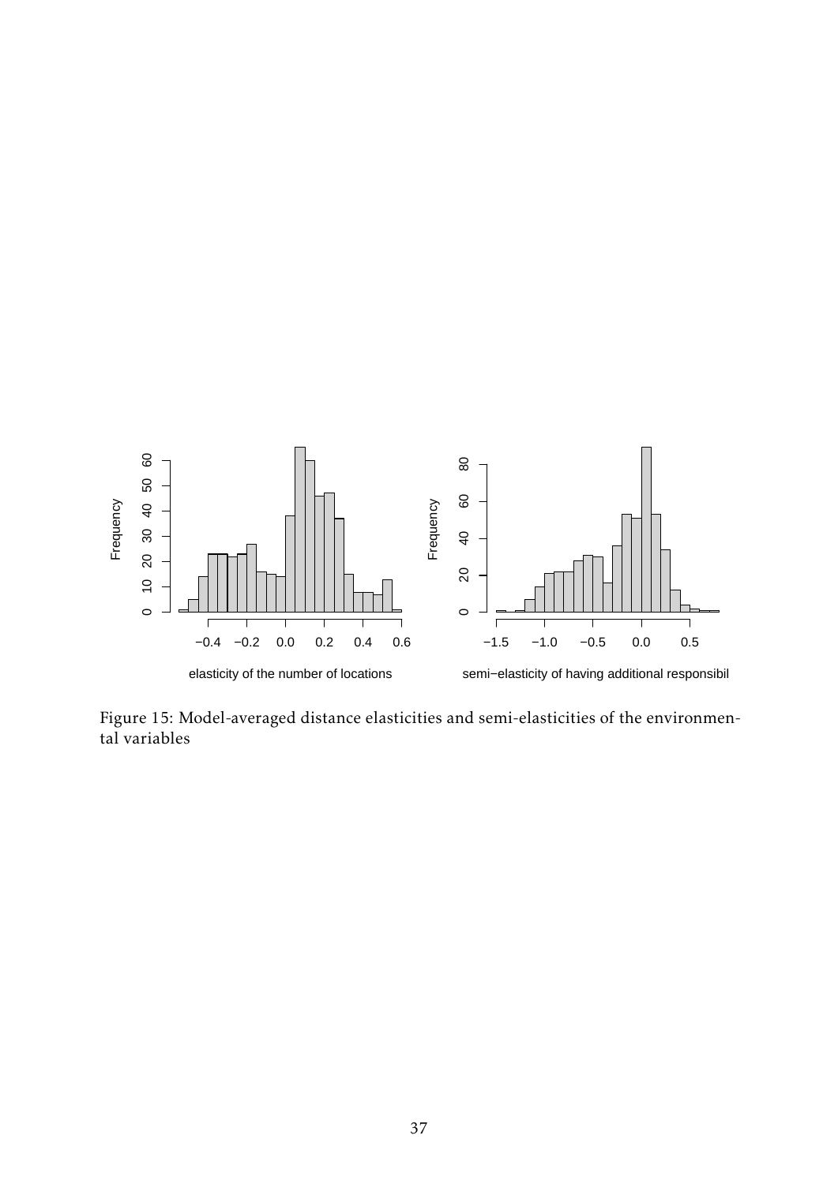Frequency

0 10 20 30 40 50 60

−0.4 −0.2 0.0 0.2 0.4 0.6

elasticity of the number of locations

Frequency

0 20 40 60 80

−1.5 −1.0 −0.5 0.0 0.5

semi−elasticity of having additional responsibil

Figure 15: Model-averaged distance elasticities and semi-elasticities of the environmental variables